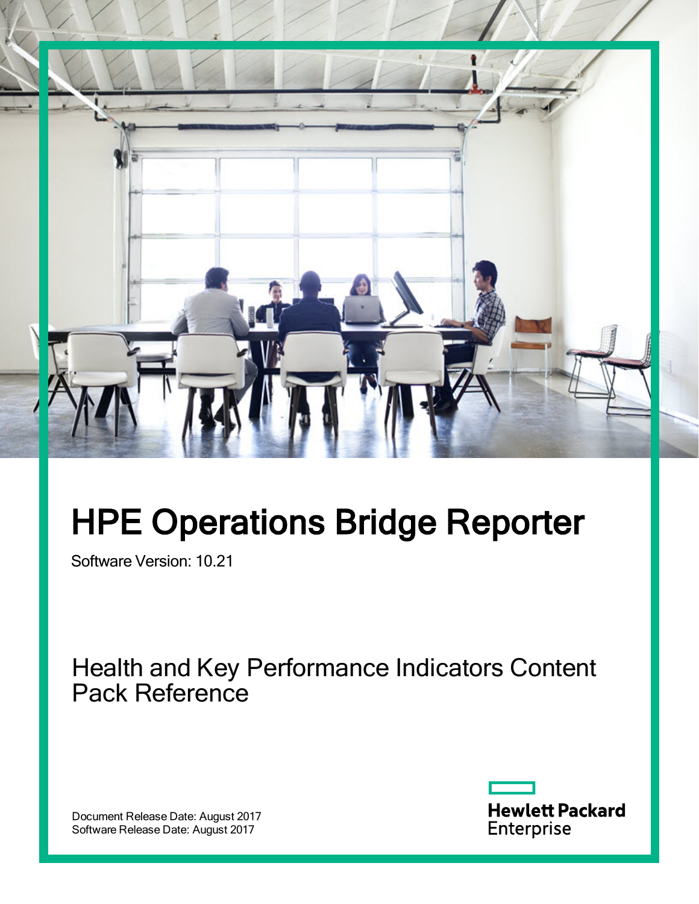# HPE Operations Bridge Reporter

Software Version: 10.21

## Health and Key Performance Indicators Content Pack Reference

Document Release Date: August 2017
Software Release Date: August 2017

Hewlett Packard Enterprise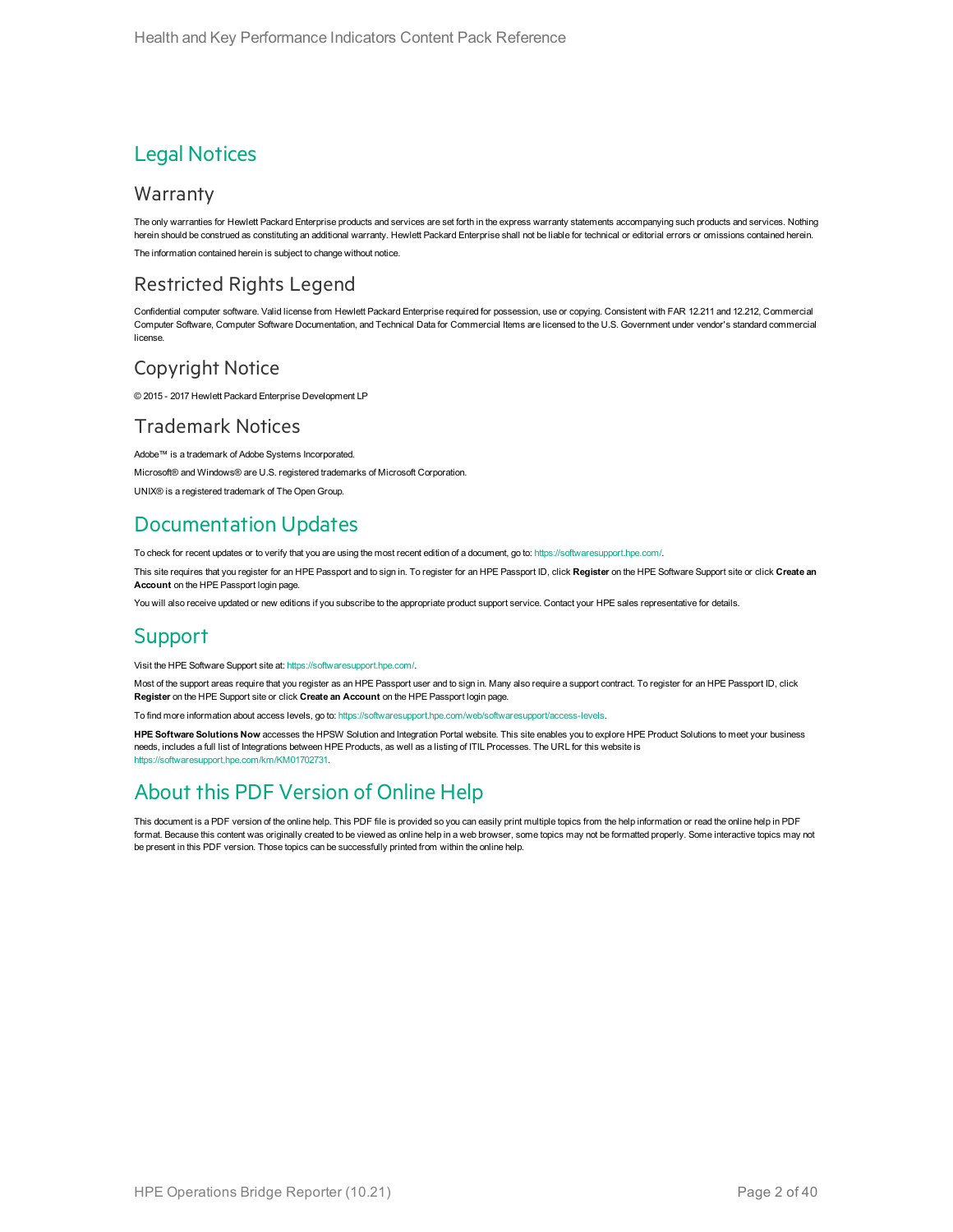# Legal Notices

## Warranty

The only warranties for Hewlett Packard Enterprise products and services are set forth in the express warranty statements accompanying such products and services. Nothing herein should be construed as constituting an additional warranty. Hewlett Packard Enterprise shall not be liable for technical or editorial errors or omissions contained herein.

The information contained herein is subject to change without notice.

## Restricted Rights Legend

Confidential computer software. Valid license from Hewlett Packard Enterprise required for possession, use or copying. Consistent with FAR 12.211 and 12.212, Commercial Computer Software, Computer Software Documentation, and Technical Data for Commercial Items are licensed to the U.S. Government under vendor's standard commercial license.

## Copyright Notice

© 2015 - 2017 Hewlett Packard Enterprise Development LP

## Trademark Notices

Adobe™ is a trademark of Adobe Systems Incorporated.

Microsoft® and Windows® are U.S. registered trademarks of Microsoft Corporation.

UNIX® is a registered trademark of The Open Group.

# Documentation Updates

To check for recent updates or to verify that you are using the most recent edition of a document, go to: https://softwaresupport.hpe.com/.

This site requires that you register for an HPE Passport and to sign in. To register for an HPE Passport ID, click **Register** on the HPE Software Support site or click **Create an Account** on the HPE Passport login page.

You will also receive updated or new editions if you subscribe to the appropriate product support service. Contact your HPE sales representative for details.

# Support

Visit the HPE Software Support site at: https://softwaresupport.hpe.com/.

Most of the support areas require that you register as an HPE Passport user and to sign in. Many also require a support contract. To register for an HPE Passport ID, click **Register** on the HPE Support site or click **Create an Account** on the HPE Passport login page.

To find more information about access levels, go to: https://softwaresupport.hpe.com/web/softwaresupport/access-levels.

**HPE Software Solutions Now** accesses the HPSW Solution and Integration Portal website. This site enables you to explore HPE Product Solutions to meet your business needs, includes a full list of Integrations between HPE Products, as well as a listing of ITIL Processes. The URL for this website is https://softwaresupport.hpe.com/km/KM01702731.

# About this PDF Version of Online Help

This document is a PDF version of the online help. This PDF file is provided so you can easily print multiple topics from the help information or read the online help in PDF format. Because this content was originally created to be viewed as online help in a web browser, some topics may not be formatted properly. Some interactive topics may not be present in this PDF version. Those topics can be successfully printed from within the online help.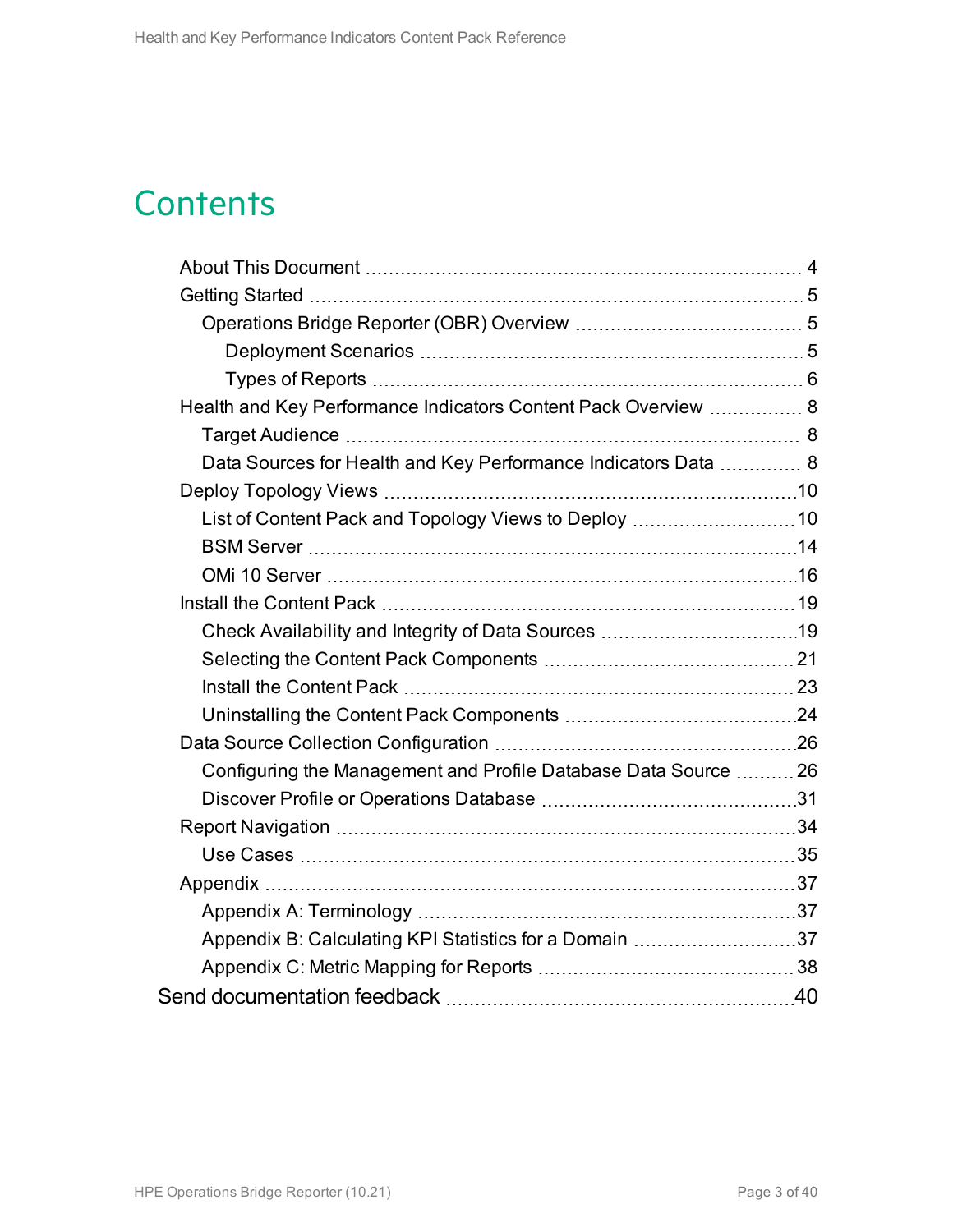# Contents

- About This Document 4
- Getting Started 5
  - Operations Bridge Reporter (OBR) Overview 5
    - Deployment Scenarios 5
    - Types of Reports 6
- Health and Key Performance Indicators Content Pack Overview 8
  - Target Audience 8
  - Data Sources for Health and Key Performance Indicators Data 8
- Deploy Topology Views 10
  - List of Content Pack and Topology Views to Deploy 10
  - BSM Server 14
  - OMi 10 Server 16
- Install the Content Pack 19
  - Check Availability and Integrity of Data Sources 19
  - Selecting the Content Pack Components 21
  - Install the Content Pack 23
  - Uninstalling the Content Pack Components 24
- Data Source Collection Configuration 26
  - Configuring the Management and Profile Database Data Source 26
  - Discover Profile or Operations Database 31
- Report Navigation 34
  - Use Cases 35
- Appendix 37
  - Appendix A: Terminology 37
  - Appendix B: Calculating KPI Statistics for a Domain 37
  - Appendix C: Metric Mapping for Reports 38

Send documentation feedback 40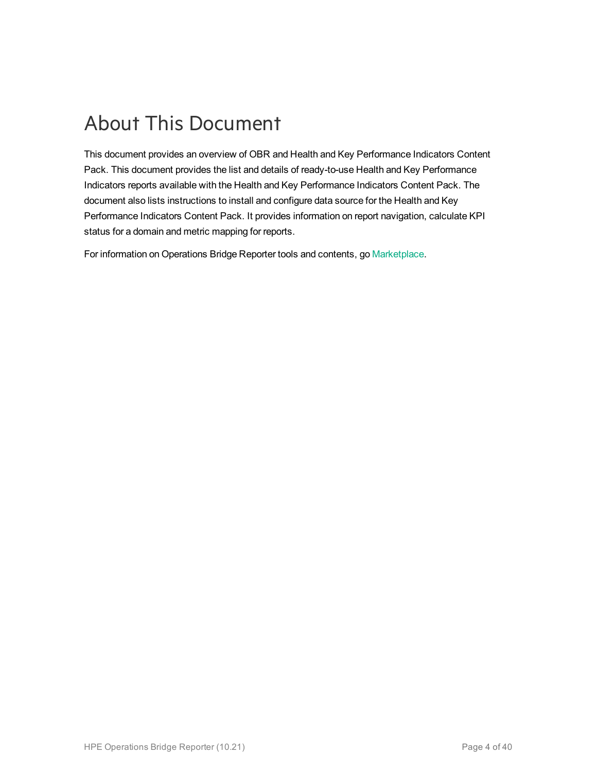# About This Document

This document provides an overview of OBR and Health and Key Performance Indicators Content Pack. This document provides the list and details of ready-to-use Health and Key Performance Indicators reports available with the Health and Key Performance Indicators Content Pack. The document also lists instructions to install and configure data source for the Health and Key Performance Indicators Content Pack. It provides information on report navigation, calculate KPI status for a domain and metric mapping for reports.

For information on Operations Bridge Reporter tools and contents, go Marketplace.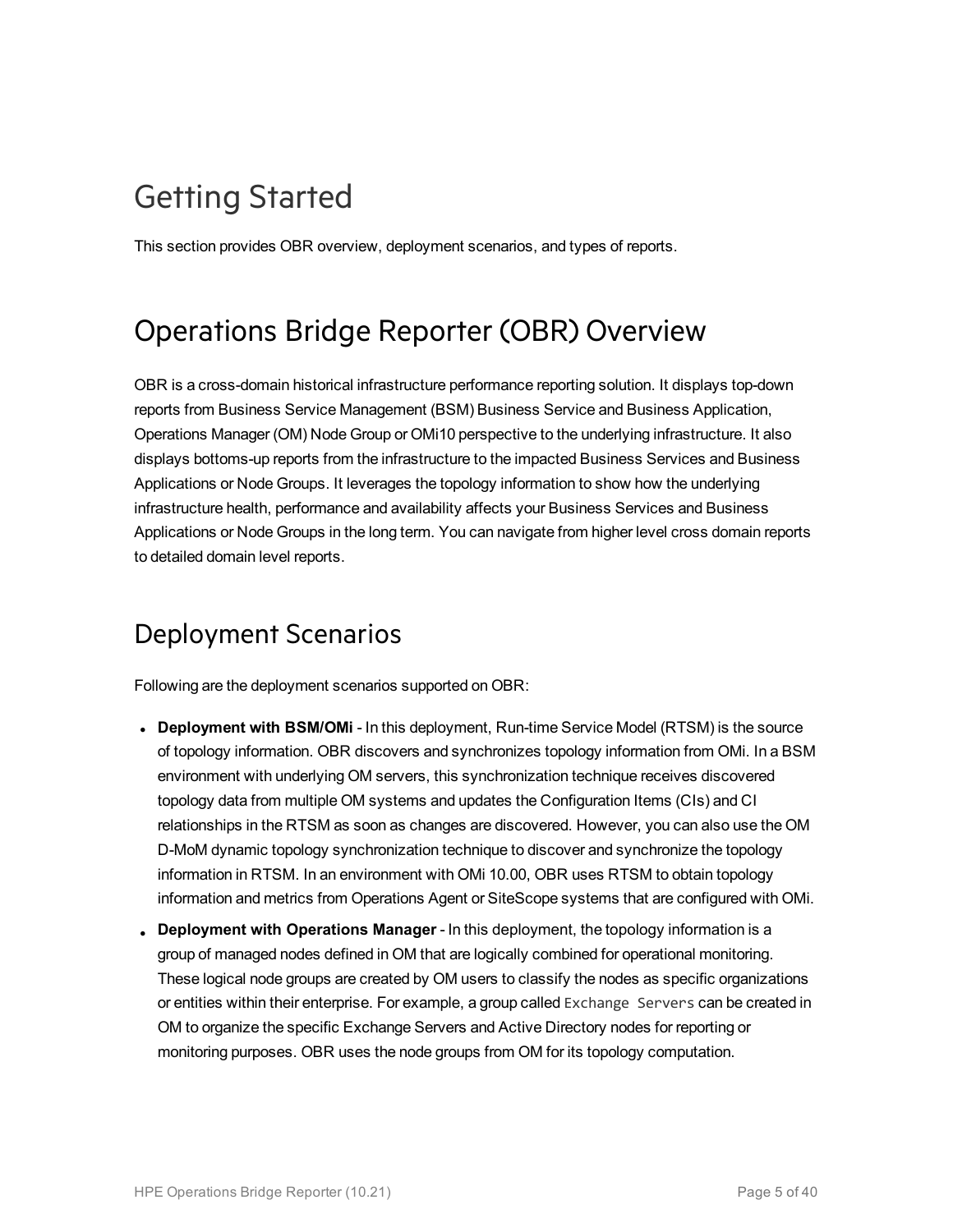# Getting Started

This section provides OBR overview, deployment scenarios, and types of reports.

# Operations Bridge Reporter (OBR) Overview

OBR is a cross-domain historical infrastructure performance reporting solution. It displays top-down reports from Business Service Management (BSM) Business Service and Business Application, Operations Manager (OM) Node Group or OMi10 perspective to the underlying infrastructure. It also displays bottoms-up reports from the infrastructure to the impacted Business Services and Business Applications or Node Groups. It leverages the topology information to show how the underlying infrastructure health, performance and availability affects your Business Services and Business Applications or Node Groups in the long term. You can navigate from higher level cross domain reports to detailed domain level reports.

## Deployment Scenarios

Following are the deployment scenarios supported on OBR:

- **Deployment with BSM/OMi** - In this deployment, Run-time Service Model (RTSM) is the source of topology information. OBR discovers and synchronizes topology information from OMi. In a BSM environment with underlying OM servers, this synchronization technique receives discovered topology data from multiple OM systems and updates the Configuration Items (CIs) and CI relationships in the RTSM as soon as changes are discovered. However, you can also use the OM D-MoM dynamic topology synchronization technique to discover and synchronize the topology information in RTSM. In an environment with OMi 10.00, OBR uses RTSM to obtain topology information and metrics from Operations Agent or SiteScope systems that are configured with OMi.
- **Deployment with Operations Manager** - In this deployment, the topology information is a group of managed nodes defined in OM that are logically combined for operational monitoring. These logical node groups are created by OM users to classify the nodes as specific organizations or entities within their enterprise. For example, a group called `Exchange Servers` can be created in OM to organize the specific Exchange Servers and Active Directory nodes for reporting or monitoring purposes. OBR uses the node groups from OM for its topology computation.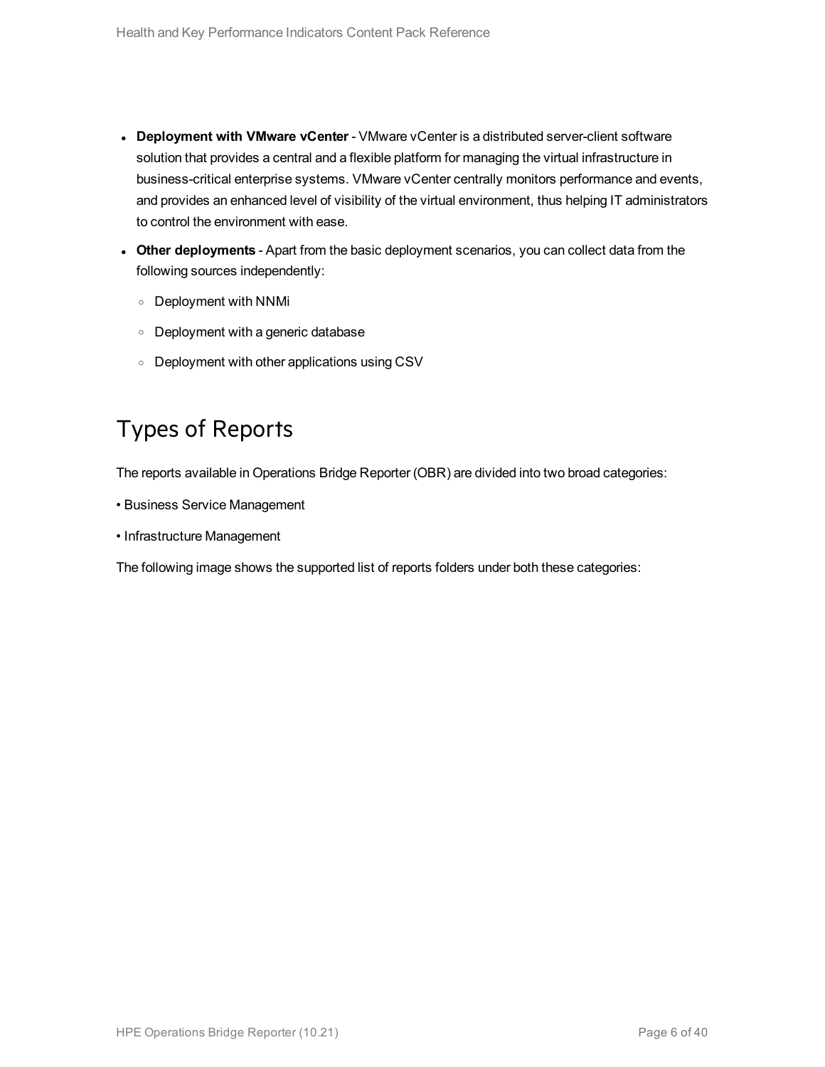- **Deployment with VMware vCenter** - VMware vCenter is a distributed server-client software solution that provides a central and a flexible platform for managing the virtual infrastructure in business-critical enterprise systems. VMware vCenter centrally monitors performance and events, and provides an enhanced level of visibility of the virtual environment, thus helping IT administrators to control the environment with ease.
- **Other deployments** - Apart from the basic deployment scenarios, you can collect data from the following sources independently:
  - Deployment with NNMi
  - Deployment with a generic database
  - Deployment with other applications using CSV

## Types of Reports

The reports available in Operations Bridge Reporter (OBR) are divided into two broad categories:

• Business Service Management

• Infrastructure Management

The following image shows the supported list of reports folders under both these categories: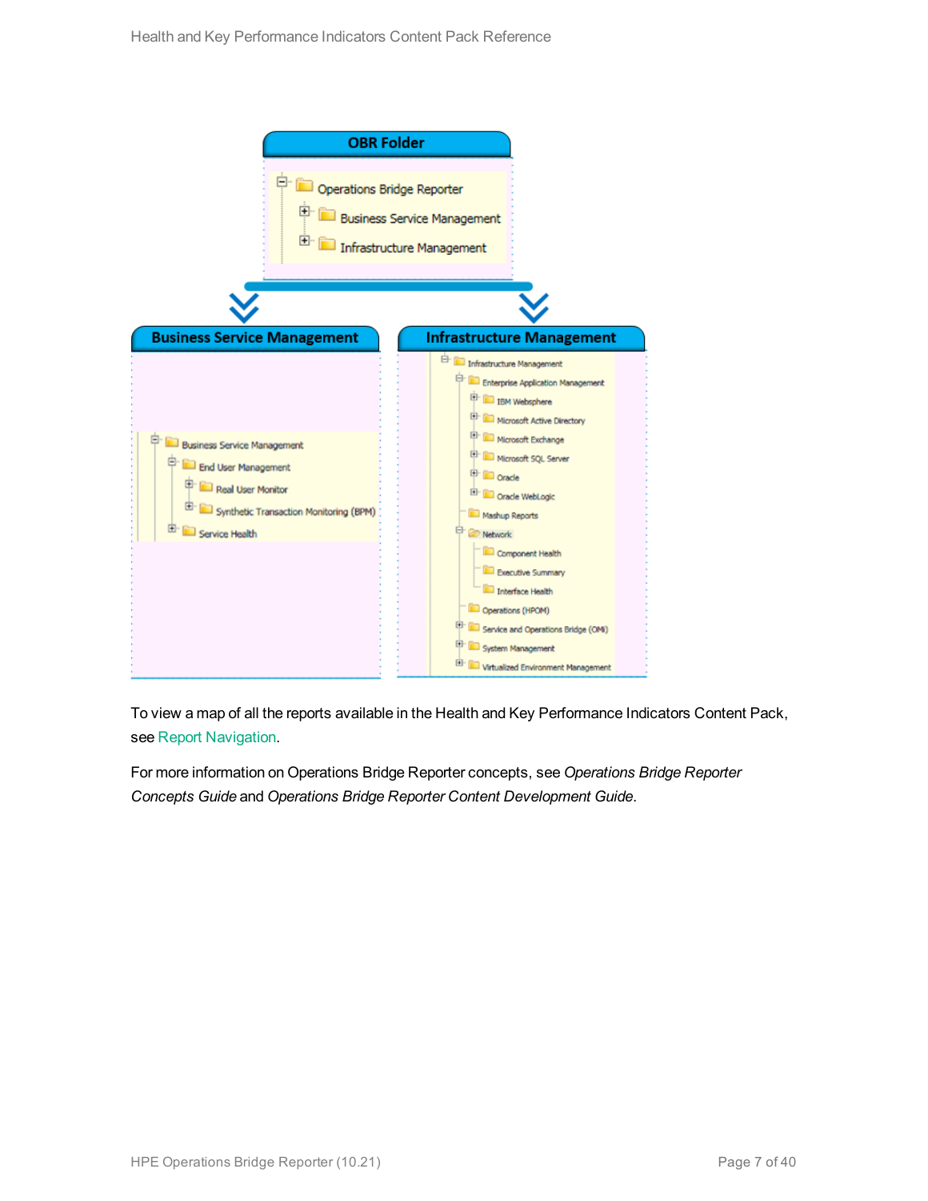**OBR Folder**

- Operations Bridge Reporter
  - Business Service Management
  - Infrastructure Management

**Business Service Management**

- Business Service Management
  - End User Management
    - Real User Monitor
    - Synthetic Transaction Monitoring (BPM)
  - Service Health

**Infrastructure Management**

- Infrastructure Management
  - Enterprise Application Management
    - IBM Websphere
    - Microsoft Active Directory
    - Microsoft Exchange
    - Microsoft SQL Server
    - Oracle
    - Oracle WebLogic
  - Mashup Reports
  - Network
    - Component Health
    - Executive Summary
    - Interface Health
  - Operations (HPOM)
  - Service and Operations Bridge (OMi)
  - System Management
  - Virtualized Environment Management

To view a map of all the reports available in the Health and Key Performance Indicators Content Pack, see Report Navigation.

For more information on Operations Bridge Reporter concepts, see *Operations Bridge Reporter Concepts Guide* and *Operations Bridge Reporter Content Development Guide*.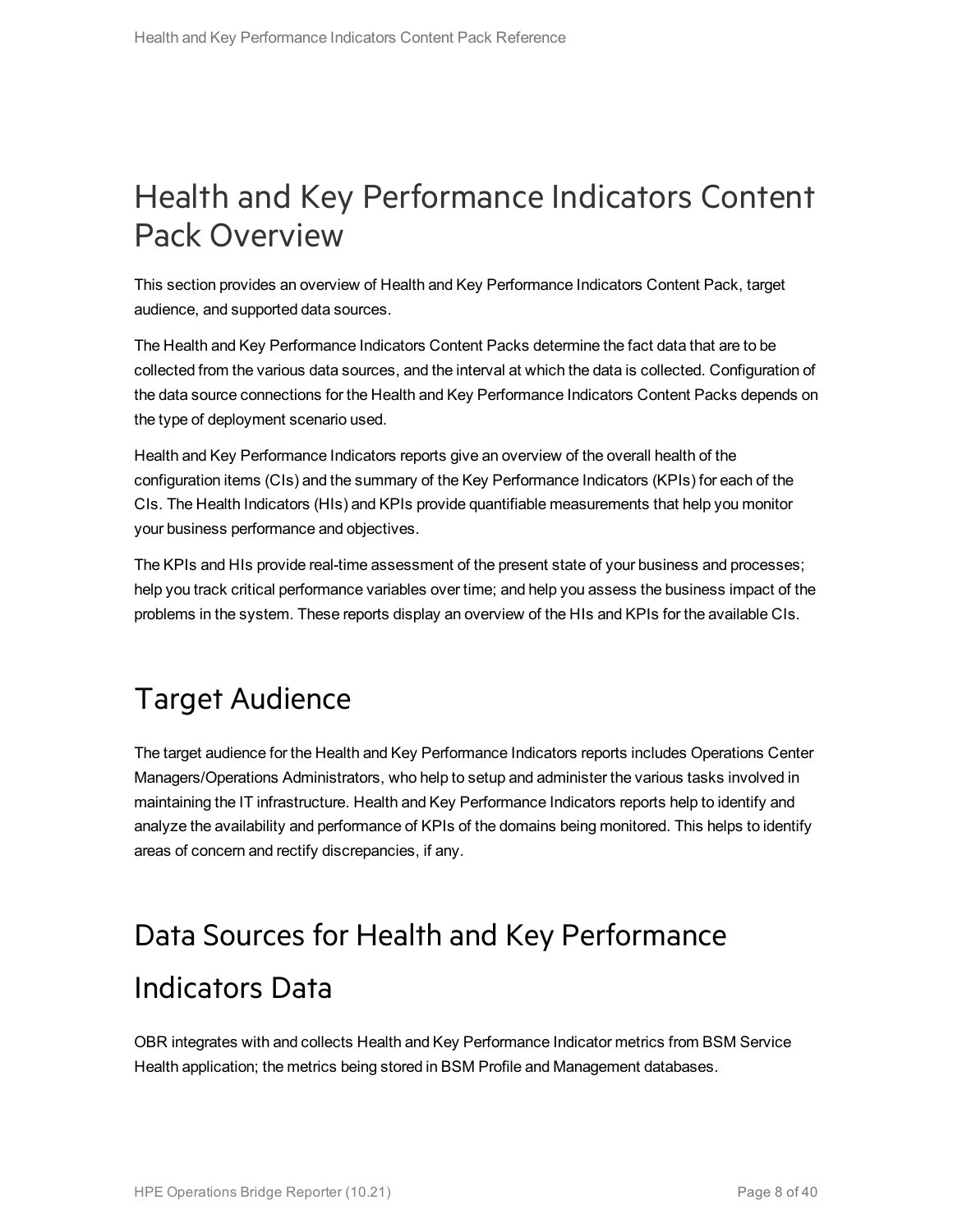# Health and Key Performance Indicators Content Pack Overview

This section provides an overview of Health and Key Performance Indicators Content Pack, target audience, and supported data sources.

The Health and Key Performance Indicators Content Packs determine the fact data that are to be collected from the various data sources, and the interval at which the data is collected. Configuration of the data source connections for the Health and Key Performance Indicators Content Packs depends on the type of deployment scenario used.

Health and Key Performance Indicators reports give an overview of the overall health of the configuration items (CIs) and the summary of the Key Performance Indicators (KPIs) for each of the CIs. The Health Indicators (HIs) and KPIs provide quantifiable measurements that help you monitor your business performance and objectives.

The KPIs and HIs provide real-time assessment of the present state of your business and processes; help you track critical performance variables over time; and help you assess the business impact of the problems in the system. These reports display an overview of the HIs and KPIs for the available CIs.

## Target Audience

The target audience for the Health and Key Performance Indicators reports includes Operations Center Managers/Operations Administrators, who help to setup and administer the various tasks involved in maintaining the IT infrastructure. Health and Key Performance Indicators reports help to identify and analyze the availability and performance of KPIs of the domains being monitored. This helps to identify areas of concern and rectify discrepancies, if any.

## Data Sources for Health and Key Performance Indicators Data

OBR integrates with and collects Health and Key Performance Indicator metrics from BSM Service Health application; the metrics being stored in BSM Profile and Management databases.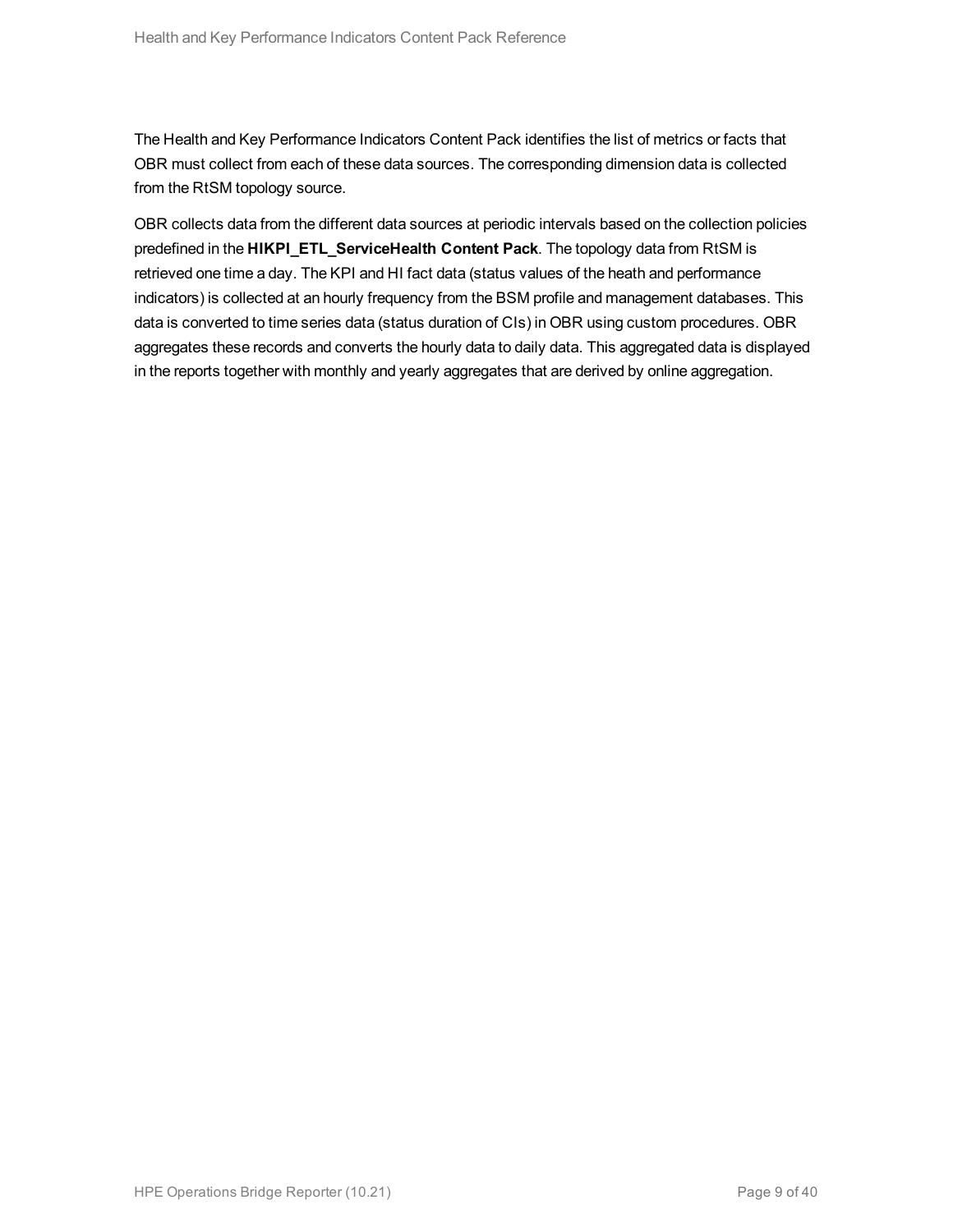The Health and Key Performance Indicators Content Pack identifies the list of metrics or facts that OBR must collect from each of these data sources. The corresponding dimension data is collected from the RtSM topology source.

OBR collects data from the different data sources at periodic intervals based on the collection policies predefined in the **HIKPI_ETL_ServiceHealth Content Pack**. The topology data from RtSM is retrieved one time a day. The KPI and HI fact data (status values of the heath and performance indicators) is collected at an hourly frequency from the BSM profile and management databases. This data is converted to time series data (status duration of CIs) in OBR using custom procedures. OBR aggregates these records and converts the hourly data to daily data. This aggregated data is displayed in the reports together with monthly and yearly aggregates that are derived by online aggregation.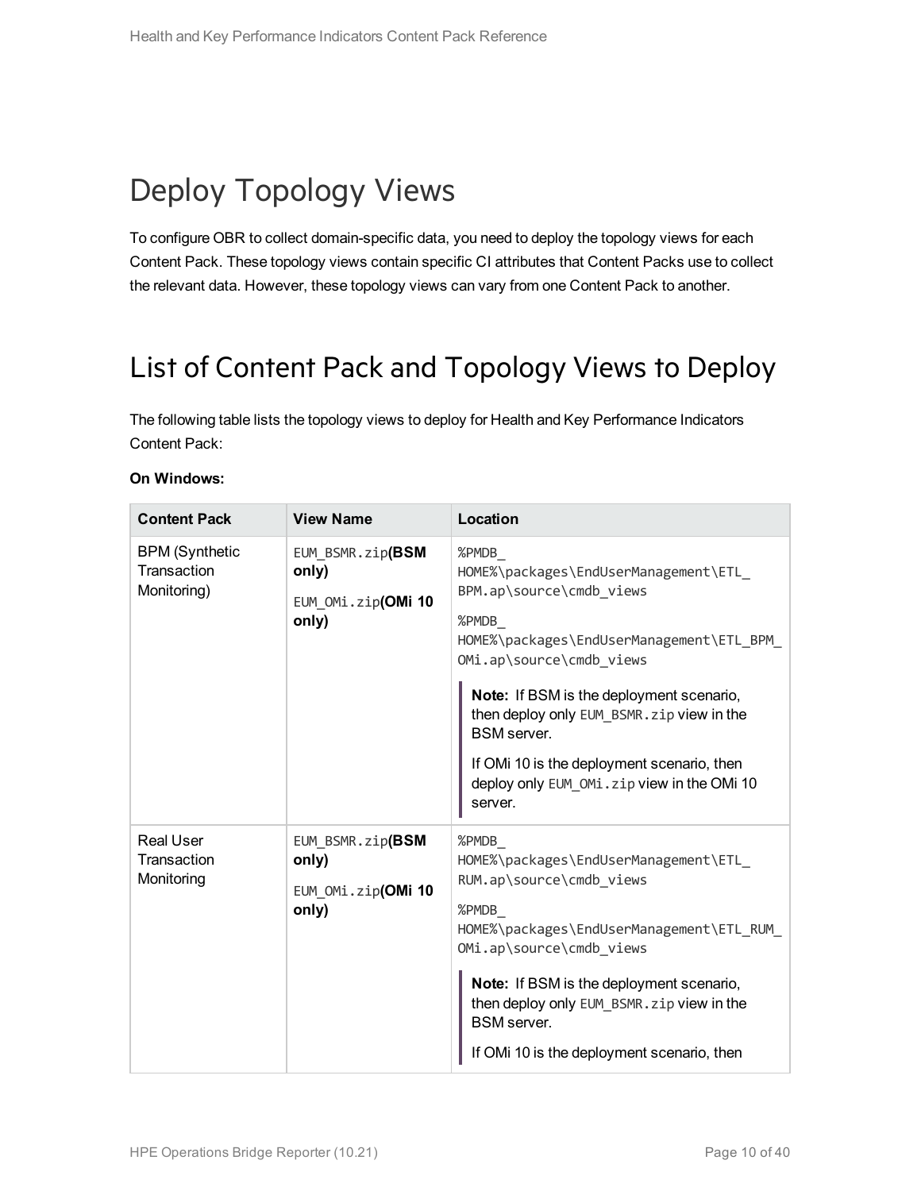# Deploy Topology Views

To configure OBR to collect domain-specific data, you need to deploy the topology views for each Content Pack. These topology views contain specific CI attributes that Content Packs use to collect the relevant data. However, these topology views can vary from one Content Pack to another.

# List of Content Pack and Topology Views to Deploy

The following table lists the topology views to deploy for Health and Key Performance Indicators Content Pack:

**On Windows:**

| Content Pack | View Name | Location |
|---|---|---|
| BPM (Synthetic Transaction Monitoring) | `EUM_BSMR.zip` **(BSM only)**<br><br>`EUM_OMi.zip` **(OMi 10 only)** | `%PMDB_HOME%\packages\EndUserManagement\ETL_BPM.ap\source\cmdb_views`<br><br>`%PMDB_HOME%\packages\EndUserManagement\ETL_BPM_OMi.ap\source\cmdb_views`<br><br>**Note:** If BSM is the deployment scenario, then deploy only `EUM_BSMR.zip` view in the BSM server.<br><br>If OMi 10 is the deployment scenario, then deploy only `EUM_OMi.zip` view in the OMi 10 server. |
| Real User Transaction Monitoring | `EUM_BSMR.zip` **(BSM only)**<br><br>`EUM_OMi.zip` **(OMi 10 only)** | `%PMDB_HOME%\packages\EndUserManagement\ETL_RUM.ap\source\cmdb_views`<br><br>`%PMDB_HOME%\packages\EndUserManagement\ETL_RUM_OMi.ap\source\cmdb_views`<br><br>**Note:** If BSM is the deployment scenario, then deploy only `EUM_BSMR.zip` view in the BSM server.<br><br>If OMi 10 is the deployment scenario, then |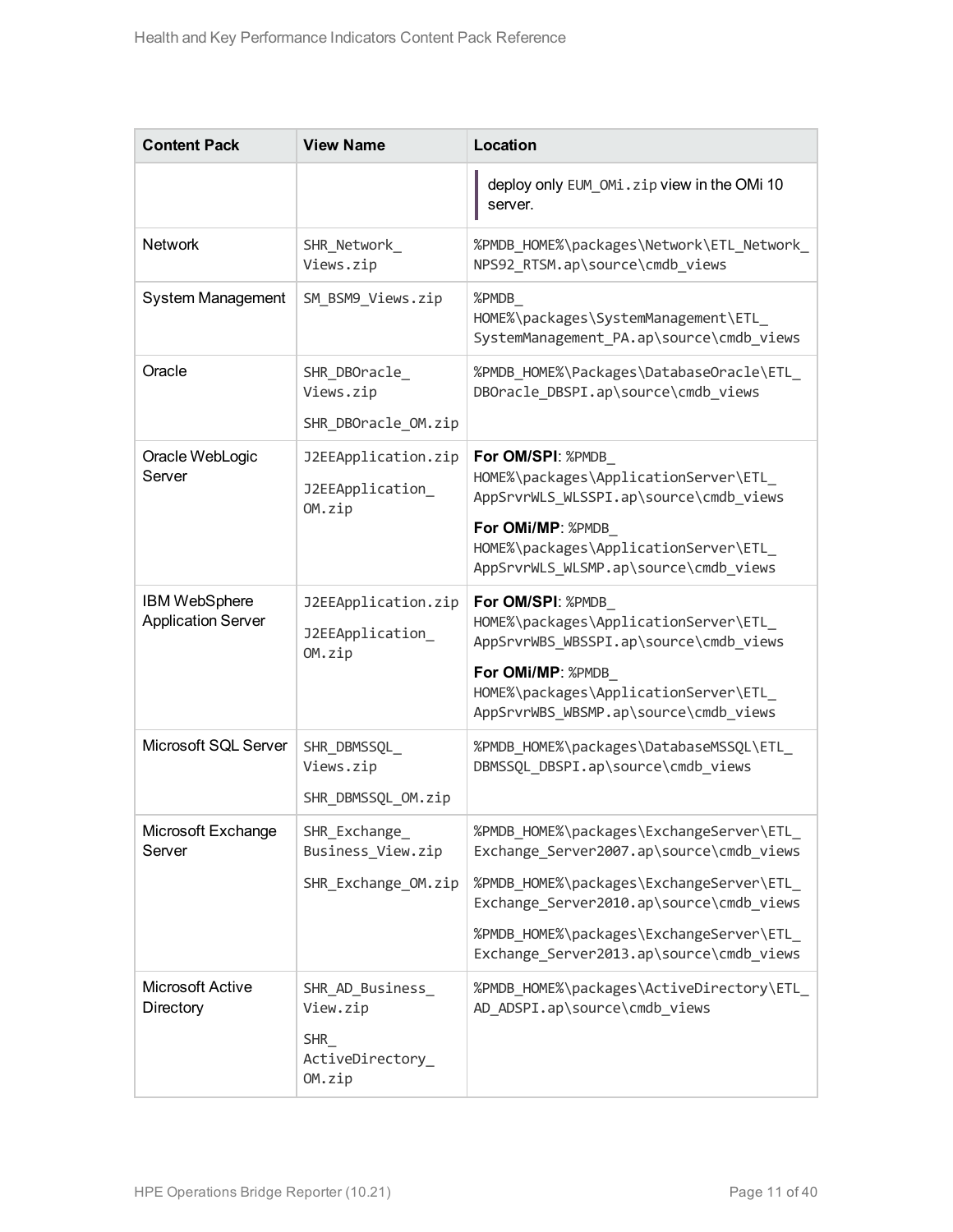| Content Pack | View Name | Location |
|---|---|---|
| | | deploy only EUM_OMi.zip view in the OMi 10 server. |
| Network | SHR_Network_Views.zip | %PMDB_HOME%\packages\Network\ETL_Network_NPS92_RTSM.ap\source\cmdb_views |
| System Management | SM_BSM9_Views.zip | %PMDB_HOME%\packages\SystemManagement\ETL_SystemManagement_PA.ap\source\cmdb_views |
| Oracle | SHR_DBOracle_Views.zip<br>SHR_DBOracle_OM.zip | %PMDB_HOME%\Packages\DatabaseOracle\ETL_DBOracle_DBSPI.ap\source\cmdb_views |
| Oracle WebLogic Server | J2EEApplication.zip<br>J2EEApplication_OM.zip | **For OM/SPI**: %PMDB_HOME%\packages\ApplicationServer\ETL_AppSrvrWLS_WLSSPI.ap\source\cmdb_views<br>**For OMi/MP**: %PMDB_HOME%\packages\ApplicationServer\ETL_AppSrvrWLS_WLSMP.ap\source\cmdb_views |
| IBM WebSphere Application Server | J2EEApplication.zip<br>J2EEApplication_OM.zip | **For OM/SPI**: %PMDB_HOME%\packages\ApplicationServer\ETL_AppSrvrWBS_WBSSPI.ap\source\cmdb_views<br>**For OMi/MP**: %PMDB_HOME%\packages\ApplicationServer\ETL_AppSrvrWBS_WBSMP.ap\source\cmdb_views |
| Microsoft SQL Server | SHR_DBMSSQL_Views.zip<br>SHR_DBMSSQL_OM.zip | %PMDB_HOME%\packages\DatabaseMSSQL\ETL_DBMSSQL_DBSPI.ap\source\cmdb_views |
| Microsoft Exchange Server | SHR_Exchange_Business_View.zip<br>SHR_Exchange_OM.zip | %PMDB_HOME%\packages\ExchangeServer\ETL_Exchange_Server2007.ap\source\cmdb_views<br>%PMDB_HOME%\packages\ExchangeServer\ETL_Exchange_Server2010.ap\source\cmdb_views<br>%PMDB_HOME%\packages\ExchangeServer\ETL_Exchange_Server2013.ap\source\cmdb_views |
| Microsoft Active Directory | SHR_AD_Business_View.zip<br>SHR_ActiveDirectory_OM.zip | %PMDB_HOME%\packages\ActiveDirectory\ETL_AD_ADSPI.ap\source\cmdb_views |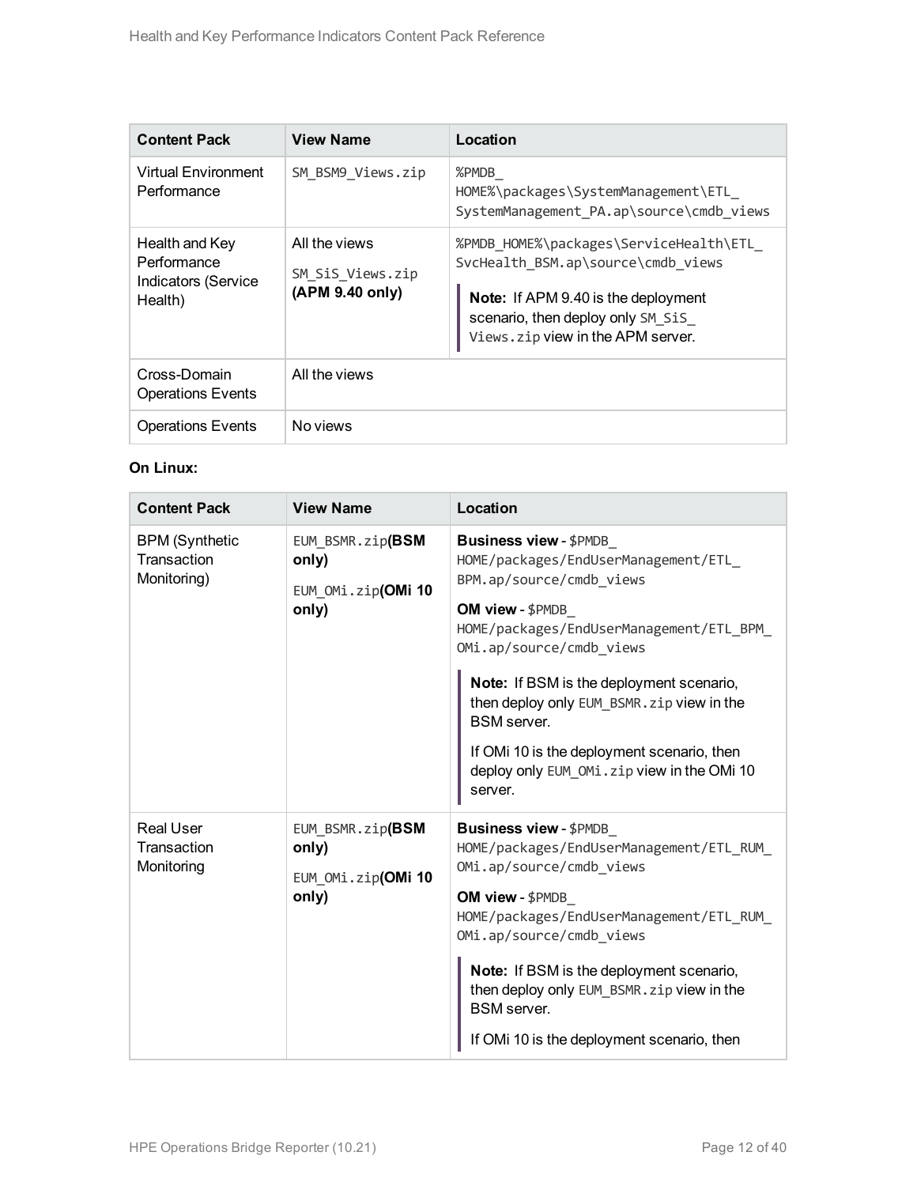| Content Pack | View Name | Location |
|---|---|---|
| Virtual Environment Performance | SM_BSM9_Views.zip | %PMDB_HOME%\packages\SystemManagement\ETL_SystemManagement_PA.ap\source\cmdb_views |
| Health and Key Performance Indicators (Service Health) | All the views<br>SM_SiS_Views.zip **(APM 9.40 only)** | %PMDB_HOME%\packages\ServiceHealth\ETL_SvcHealth_BSM.ap\source\cmdb_views<br>**Note:** If APM 9.40 is the deployment scenario, then deploy only SM_SiS_Views.zip view in the APM server. |
| Cross-Domain Operations Events | All the views | |
| Operations Events | No views | |

**On Linux:**

| Content Pack | View Name | Location |
|---|---|---|
| BPM (Synthetic Transaction Monitoring) | EUM_BSMR.zip**(BSM only)**<br>EUM_OMi.zip**(OMi 10 only)** | **Business view** - $PMDB_HOME/packages/EndUserManagement/ETL_BPM.ap/source/cmdb_views<br>**OM view** - $PMDB_HOME/packages/EndUserManagement/ETL_BPM_OMi.ap/source/cmdb_views<br>**Note:** If BSM is the deployment scenario, then deploy only EUM_BSMR.zip view in the BSM server.<br>If OMi 10 is the deployment scenario, then deploy only EUM_OMi.zip view in the OMi 10 server. |
| Real User Transaction Monitoring | EUM_BSMR.zip**(BSM only)**<br>EUM_OMi.zip**(OMi 10 only)** | **Business view** - $PMDB_HOME/packages/EndUserManagement/ETL_RUM_OMi.ap/source/cmdb_views<br>**OM view** - $PMDB_HOME/packages/EndUserManagement/ETL_RUM_OMi.ap/source/cmdb_views<br>**Note:** If BSM is the deployment scenario, then deploy only EUM_BSMR.zip view in the BSM server.<br>If OMi 10 is the deployment scenario, then |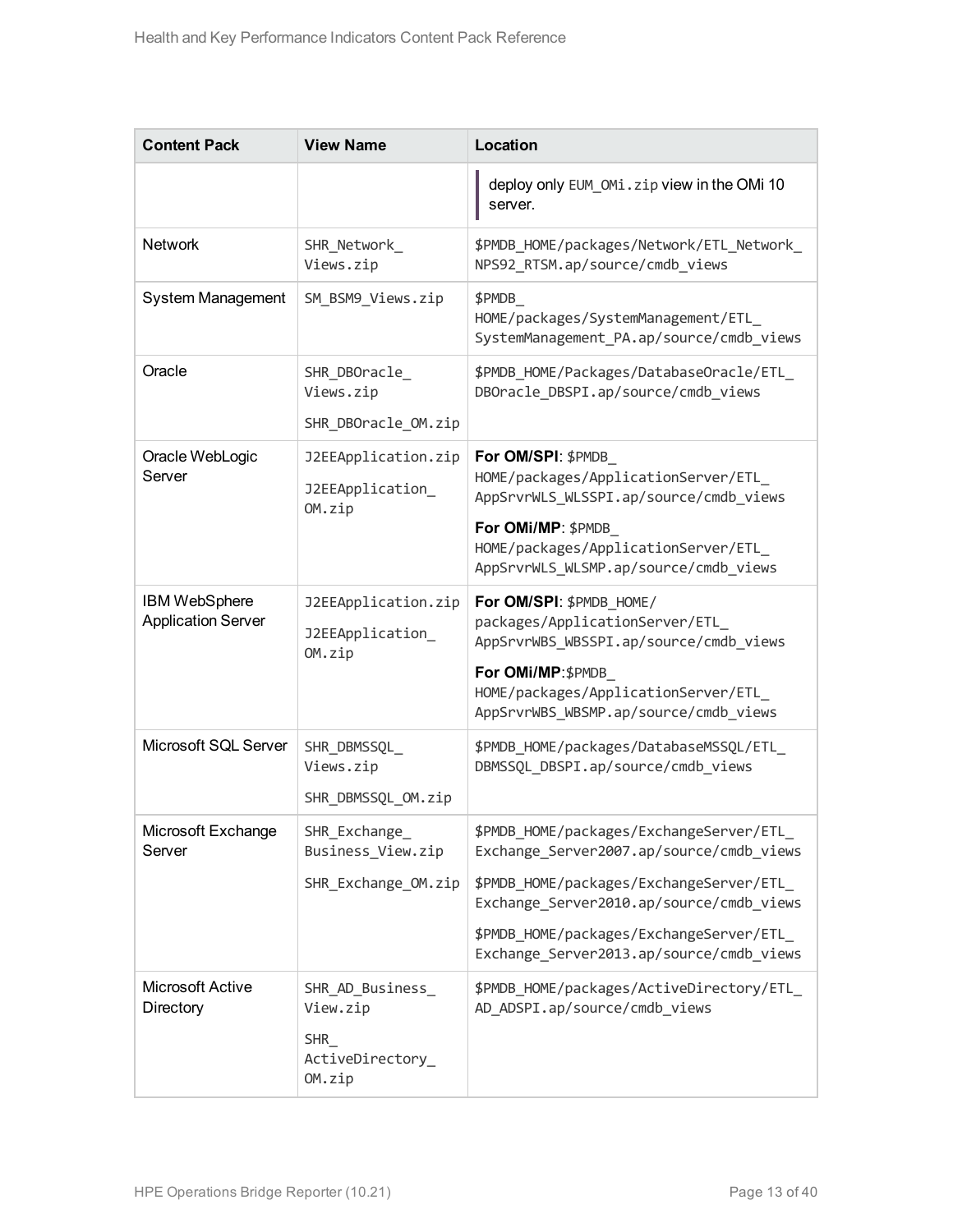| Content Pack | View Name | Location |
| --- | --- | --- |
| | | deploy only EUM_OMi.zip view in the OMi 10 server. |
| Network | SHR_Network_Views.zip | $PMDB_HOME/packages/Network/ETL_Network_NPS92_RTSM.ap/source/cmdb_views |
| System Management | SM_BSM9_Views.zip | $PMDB_HOME/packages/SystemManagement/ETL_SystemManagement_PA.ap/source/cmdb_views |
| Oracle | SHR_DBOracle_Views.zip<br>SHR_DBOracle_OM.zip | $PMDB_HOME/Packages/DatabaseOracle/ETL_DBOracle_DBSPI.ap/source/cmdb_views |
| Oracle WebLogic Server | J2EEApplication.zip<br>J2EEApplication_OM.zip | **For OM/SPI**: $PMDB_HOME/packages/ApplicationServer/ETL_AppSrvrWLS_WLSSPI.ap/source/cmdb_views<br>**For OMi/MP**: $PMDB_HOME/packages/ApplicationServer/ETL_AppSrvrWLS_WLSMP.ap/source/cmdb_views |
| IBM WebSphere Application Server | J2EEApplication.zip<br>J2EEApplication_OM.zip | **For OM/SPI**: $PMDB_HOME/packages/ApplicationServer/ETL_AppSrvrWBS_WBSSPI.ap/source/cmdb_views<br>**For OMi/MP**:$PMDB_HOME/packages/ApplicationServer/ETL_AppSrvrWBS_WBSMP.ap/source/cmdb_views |
| Microsoft SQL Server | SHR_DBMSSQL_Views.zip<br>SHR_DBMSSQL_OM.zip | $PMDB_HOME/packages/DatabaseMSSQL/ETL_DBMSSQL_DBSPI.ap/source/cmdb_views |
| Microsoft Exchange Server | SHR_Exchange_Business_View.zip<br>SHR_Exchange_OM.zip | $PMDB_HOME/packages/ExchangeServer/ETL_Exchange_Server2007.ap/source/cmdb_views<br>$PMDB_HOME/packages/ExchangeServer/ETL_Exchange_Server2010.ap/source/cmdb_views<br>$PMDB_HOME/packages/ExchangeServer/ETL_Exchange_Server2013.ap/source/cmdb_views |
| Microsoft Active Directory | SHR_AD_Business_View.zip<br>SHR_ActiveDirectory_OM.zip | $PMDB_HOME/packages/ActiveDirectory/ETL_AD_ADSPI.ap/source/cmdb_views |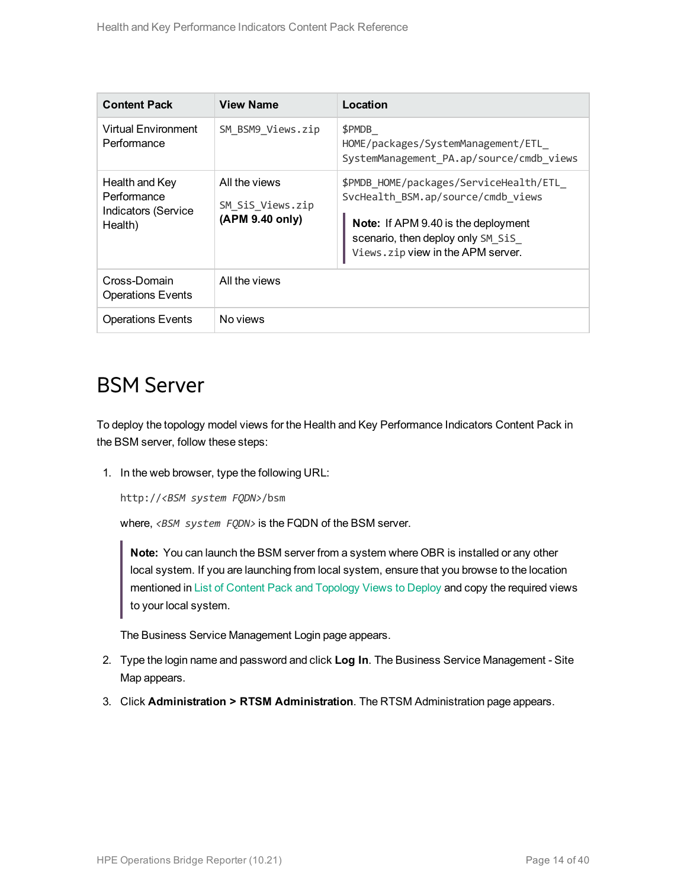| Content Pack | View Name | Location |
| --- | --- | --- |
| Virtual Environment Performance | `SM_BSM9_Views.zip` | `$PMDB_HOME/packages/SystemManagement/ETL_SystemManagement_PA.ap/source/cmdb_views` |
| Health and Key Performance Indicators (Service Health) | All the views<br>`SM_SiS_Views.zip` **(APM 9.40 only)** | `$PMDB_HOME/packages/ServiceHealth/ETL_SvcHealth_BSM.ap/source/cmdb_views`<br>**Note:** If APM 9.40 is the deployment scenario, then deploy only `SM_SiS_Views.zip` view in the APM server. |
| Cross-Domain Operations Events | All the views | |
| Operations Events | No views | |

# BSM Server

To deploy the topology model views for the Health and Key Performance Indicators Content Pack in the BSM server, follow these steps:

1. In the web browser, type the following URL:

   `http://<BSM system FQDN>/bsm`

   where, *`<BSM system FQDN>`* is the FQDN of the BSM server.

   > **Note:** You can launch the BSM server from a system where OBR is installed or any other local system. If you are launching from local system, ensure that you browse to the location mentioned in List of Content Pack and Topology Views to Deploy and copy the required views to your local system.

   The Business Service Management Login page appears.

2. Type the login name and password and click **Log In**. The Business Service Management - Site Map appears.
3. Click **Administration > RTSM Administration**. The RTSM Administration page appears.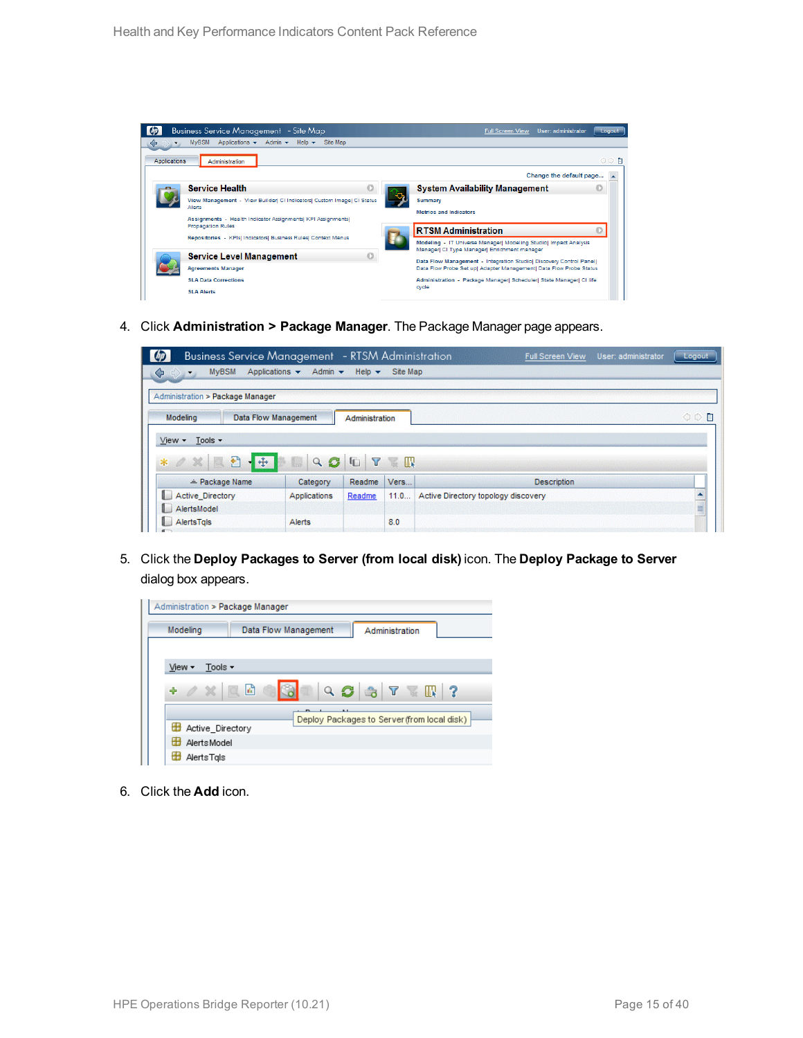4. Click **Administration > Package Manager**. The Package Manager page appears.

5. Click the **Deploy Packages to Server (from local disk)** icon. The **Deploy Package to Server** dialog box appears.

6. Click the **Add** icon.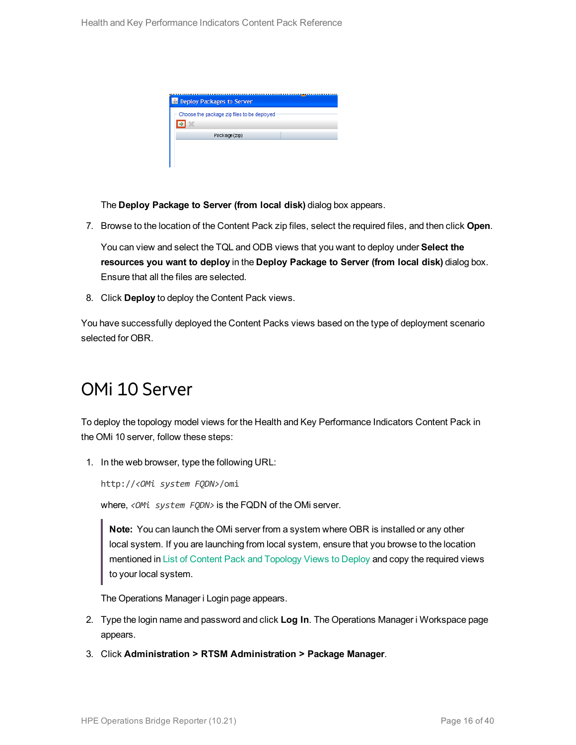The **Deploy Package to Server (from local disk)** dialog box appears.

7. Browse to the location of the Content Pack zip files, select the required files, and then click **Open**.

   You can view and select the TQL and ODB views that you want to deploy under **Select the resources you want to deploy** in the **Deploy Package to Server (from local disk)** dialog box. Ensure that all the files are selected.

8. Click **Deploy** to deploy the Content Pack views.

You have successfully deployed the Content Packs views based on the type of deployment scenario selected for OBR.

## OMi 10 Server

To deploy the topology model views for the Health and Key Performance Indicators Content Pack in the OMi 10 server, follow these steps:

1. In the web browser, type the following URL:

   `http://<OMi system FQDN>/omi`

   where, *<OMi system FQDN>* is the FQDN of the OMi server.

   > **Note:** You can launch the OMi server from a system where OBR is installed or any other local system. If you are launching from local system, ensure that you browse to the location mentioned in List of Content Pack and Topology Views to Deploy and copy the required views to your local system.

   The Operations Manager i Login page appears.

2. Type the login name and password and click **Log In**. The Operations Manager i Workspace page appears.

3. Click **Administration > RTSM Administration > Package Manager**.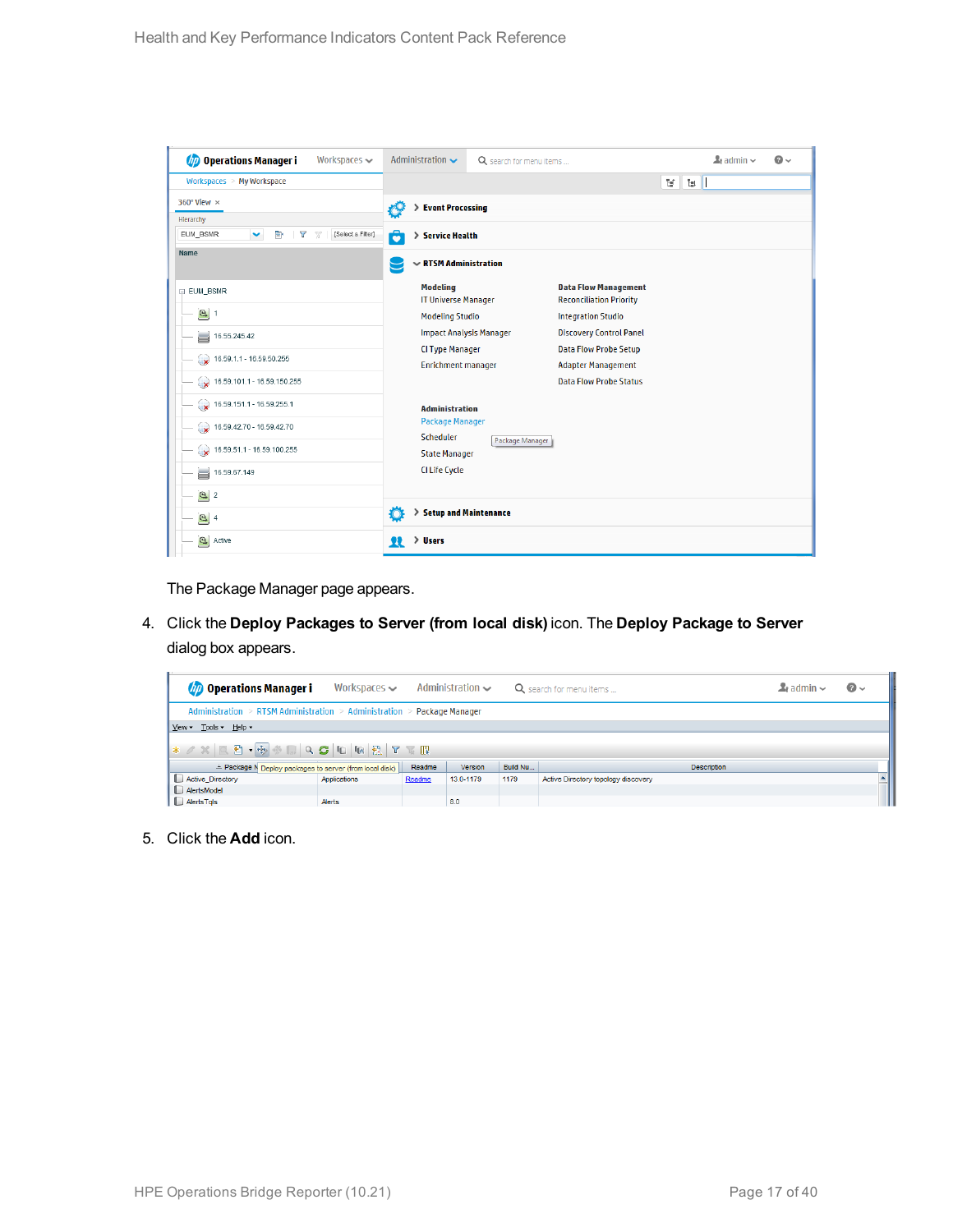The Package Manager page appears.

4. Click the **Deploy Packages to Server (from local disk)** icon. The **Deploy Package to Server** dialog box appears.

5. Click the **Add** icon.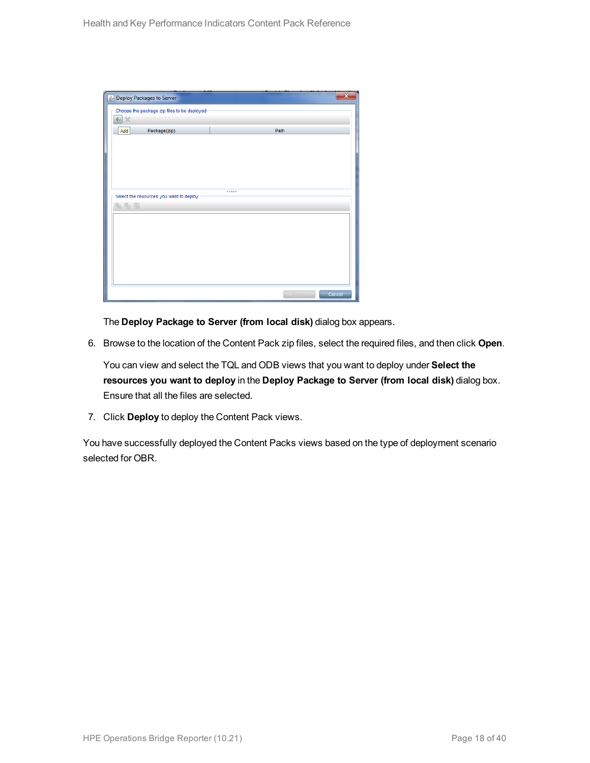The **Deploy Package to Server (from local disk)** dialog box appears.

6. Browse to the location of the Content Pack zip files, select the required files, and then click **Open**.

   You can view and select the TQL and ODB views that you want to deploy under **Select the resources you want to deploy** in the **Deploy Package to Server (from local disk)** dialog box. Ensure that all the files are selected.

7. Click **Deploy** to deploy the Content Pack views.

You have successfully deployed the Content Packs views based on the type of deployment scenario selected for OBR.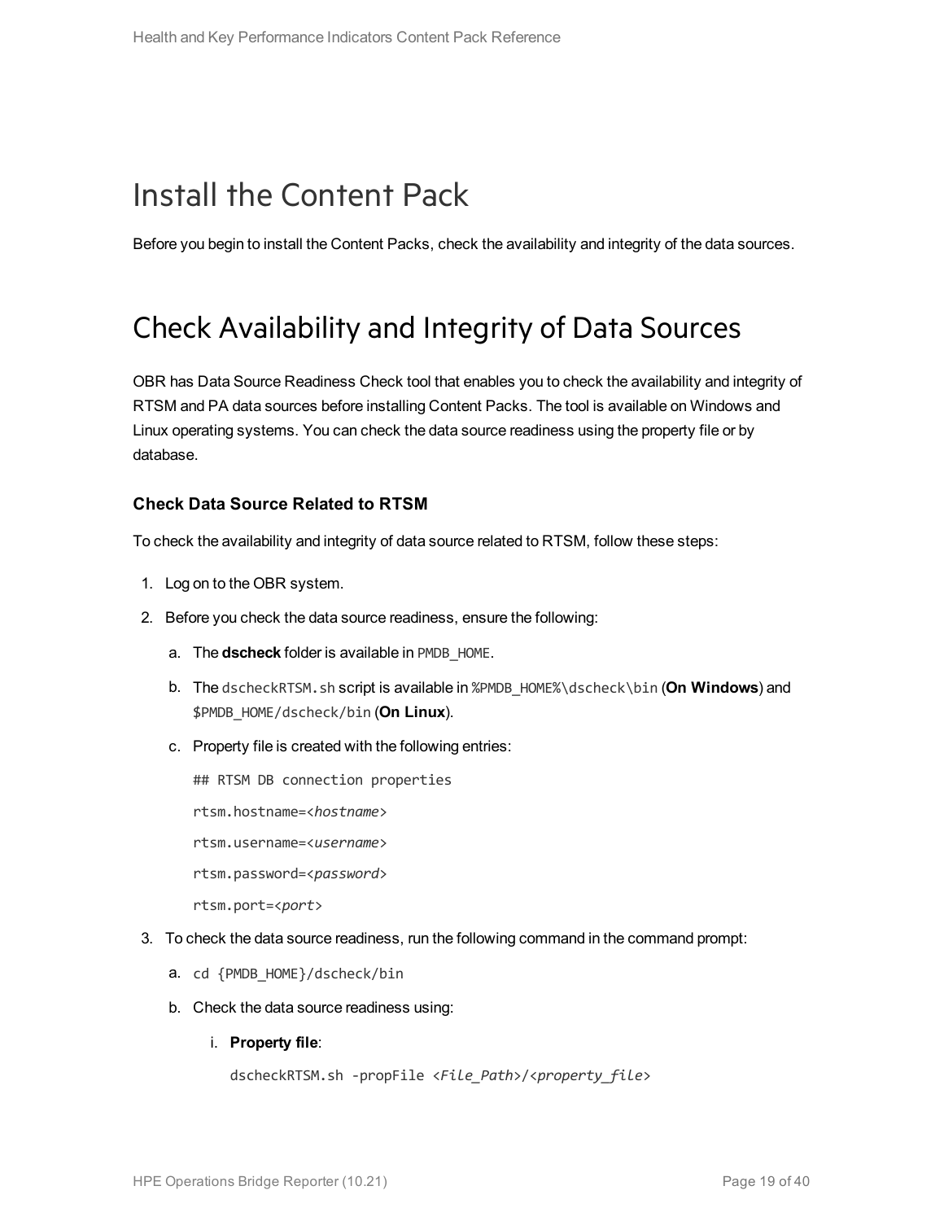# Install the Content Pack

Before you begin to install the Content Packs, check the availability and integrity of the data sources.

# Check Availability and Integrity of Data Sources

OBR has Data Source Readiness Check tool that enables you to check the availability and integrity of RTSM and PA data sources before installing Content Packs. The tool is available on Windows and Linux operating systems. You can check the data source readiness using the property file or by database.

### Check Data Source Related to RTSM

To check the availability and integrity of data source related to RTSM, follow these steps:

1. Log on to the OBR system.
2. Before you check the data source readiness, ensure the following:
   a. The **dscheck** folder is available in `PMDB_HOME`.
   b. The `dscheckRTSM.sh` script is available in `%PMDB_HOME%\dscheck\bin` (**On Windows**) and `$PMDB_HOME/dscheck/bin` (**On Linux**).
   c. Property file is created with the following entries:

      ```
      ## RTSM DB connection properties
      rtsm.hostname=<hostname>
      rtsm.username=<username>
      rtsm.password=<password>
      rtsm.port=<port>
      ```
3. To check the data source readiness, run the following command in the command prompt:
   a. `cd {PMDB_HOME}/dscheck/bin`
   b. Check the data source readiness using:
      i. **Property file**:

         `dscheckRTSM.sh -propFile <File_Path>/<property_file>`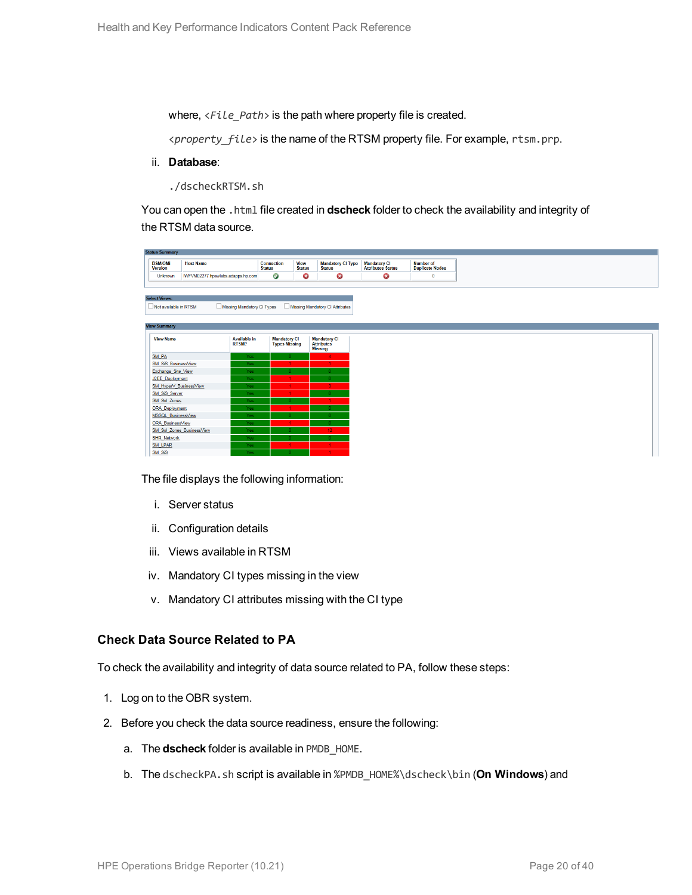where, *<File_Path>* is the path where property file is created.

*<property_file>* is the name of the RTSM property file. For example, `rtsm.prp`.

ii. **Database**:

```
./dscheckRTSM.sh
```

You can open the `.html` file created in **dscheck** folder to check the availability and integrity of the RTSM data source.

The file displays the following information:

i. Server status

ii. Configuration details

iii. Views available in RTSM

iv. Mandatory CI types missing in the view

v. Mandatory CI attributes missing with the CI type

### Check Data Source Related to PA

To check the availability and integrity of data source related to PA, follow these steps:

1. Log on to the OBR system.
2. Before you check the data source readiness, ensure the following:
   a. The **dscheck** folder is available in `PMDB_HOME`.
   b. The `dscheckPA.sh` script is available in `%PMDB_HOME%\dscheck\bin` (**On Windows**) and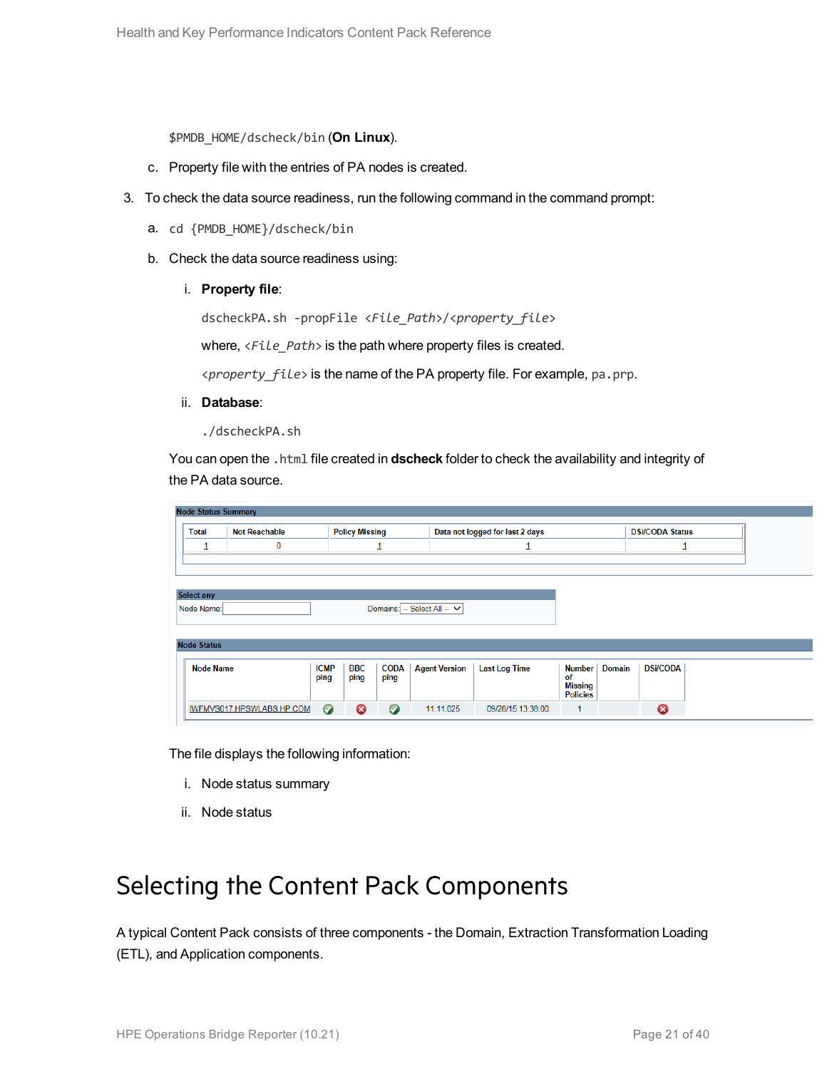$PMDB_HOME/dscheck/bin (**On Linux**).

c. Property file with the entries of PA nodes is created.

3. To check the data source readiness, run the following command in the command prompt:

   a. `cd {PMDB_HOME}/dscheck/bin`

   b. Check the data source readiness using:

      i. **Property file**:

      `dscheckPA.sh -propFile <File_Path>/<property_file>`

      where, *<File_Path>* is the path where property files is created.

      *<property_file>* is the name of the PA property file. For example, `pa.prp`.

      ii. **Database**:

      `./dscheckPA.sh`

   You can open the `.html` file created in **dscheck** folder to check the availability and integrity of the PA data source.

**Node Status Summary**

| Total | Not Reachable | Policy Missing | Data not logged for last 2 days | DSI/CODA Status |
|---|---|---|---|---|
| 1 | 0 | 1 | 1 | 1 |

**Select any**

Node Name: Domains: -- Select All --

**Node Status**

| Node Name | ICMP ping | BBC ping | CODA ping | Agent Version | Last Log Time | Number of Missing Policies | Domain | DSI/CODA |
|---|---|---|---|---|---|---|---|---|
| IWFMVS017.HPSWLABS.HP.COM | ✓ | ✗ | ✓ | 11.11.025 | 09/28/15 13:38:00 | 1 | | ✗ |

   The file displays the following information:

   i. Node status summary

   ii. Node status

# Selecting the Content Pack Components

A typical Content Pack consists of three components - the Domain, Extraction Transformation Loading (ETL), and Application components.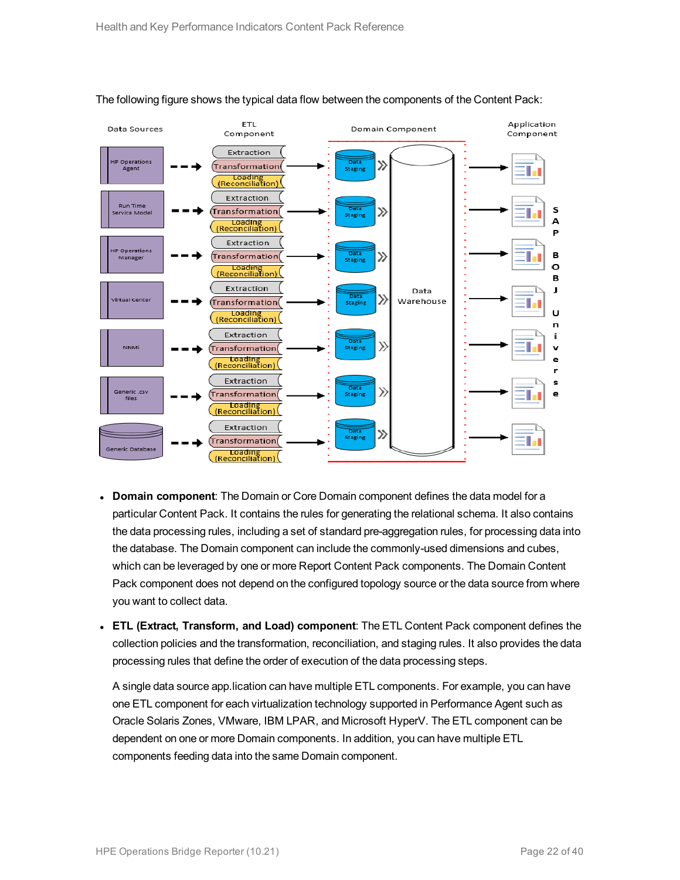The following figure shows the typical data flow between the components of the Content Pack:

- **Domain component**: The Domain or Core Domain component defines the data model for a particular Content Pack. It contains the rules for generating the relational schema. It also contains the data processing rules, including a set of standard pre-aggregation rules, for processing data into the database. The Domain component can include the commonly-used dimensions and cubes, which can be leveraged by one or more Report Content Pack components. The Domain Content Pack component does not depend on the configured topology source or the data source from where you want to collect data.

- **ETL (Extract, Transform, and Load) component**: The ETL Content Pack component defines the collection policies and the transformation, reconciliation, and staging rules. It also provides the data processing rules that define the order of execution of the data processing steps.

  A single data source app.lication can have multiple ETL components. For example, you can have one ETL component for each virtualization technology supported in Performance Agent such as Oracle Solaris Zones, VMware, IBM LPAR, and Microsoft HyperV. The ETL component can be dependent on one or more Domain components. In addition, you can have multiple ETL components feeding data into the same Domain component.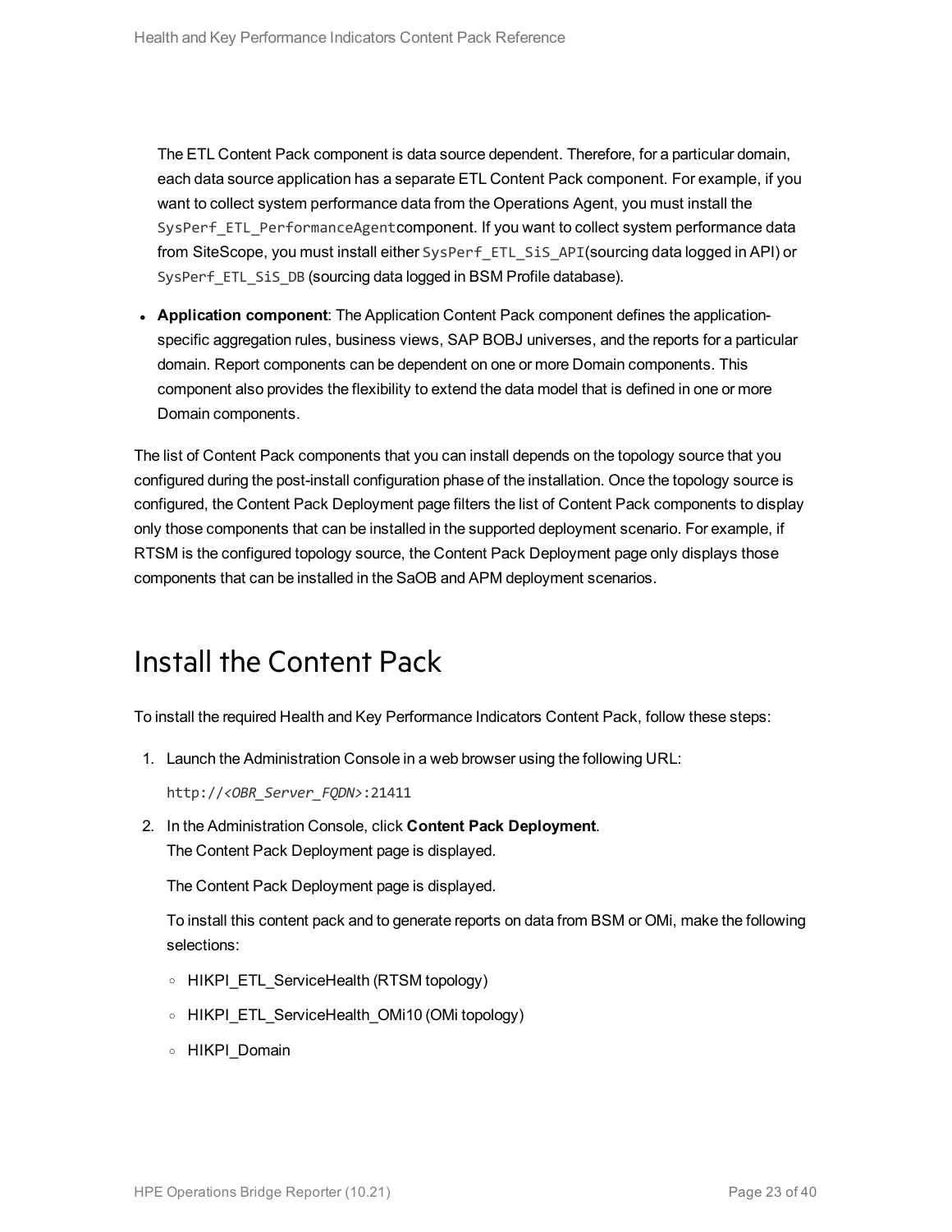The ETL Content Pack component is data source dependent. Therefore, for a particular domain, each data source application has a separate ETL Content Pack component. For example, if you want to collect system performance data from the Operations Agent, you must install the `SysPerf_ETL_PerformanceAgent`component. If you want to collect system performance data from SiteScope, you must install either `SysPerf_ETL_SiS_API`(sourcing data logged in API) or `SysPerf_ETL_SiS_DB` (sourcing data logged in BSM Profile database).

- **Application component**: The Application Content Pack component defines the application-specific aggregation rules, business views, SAP BOBJ universes, and the reports for a particular domain. Report components can be dependent on one or more Domain components. This component also provides the flexibility to extend the data model that is defined in one or more Domain components.

The list of Content Pack components that you can install depends on the topology source that you configured during the post-install configuration phase of the installation. Once the topology source is configured, the Content Pack Deployment page filters the list of Content Pack components to display only those components that can be installed in the supported deployment scenario. For example, if RTSM is the configured topology source, the Content Pack Deployment page only displays those components that can be installed in the SaOB and APM deployment scenarios.

# Install the Content Pack

To install the required Health and Key Performance Indicators Content Pack, follow these steps:

1. Launch the Administration Console in a web browser using the following URL:

   `http://<OBR_Server_FQDN>:21411`

2. In the Administration Console, click **Content Pack Deployment**.
   The Content Pack Deployment page is displayed.

   The Content Pack Deployment page is displayed.

   To install this content pack and to generate reports on data from BSM or OMi, make the following selections:

   - HIKPI_ETL_ServiceHealth (RTSM topology)
   - HIKPI_ETL_ServiceHealth_OMi10 (OMi topology)
   - HIKPI_Domain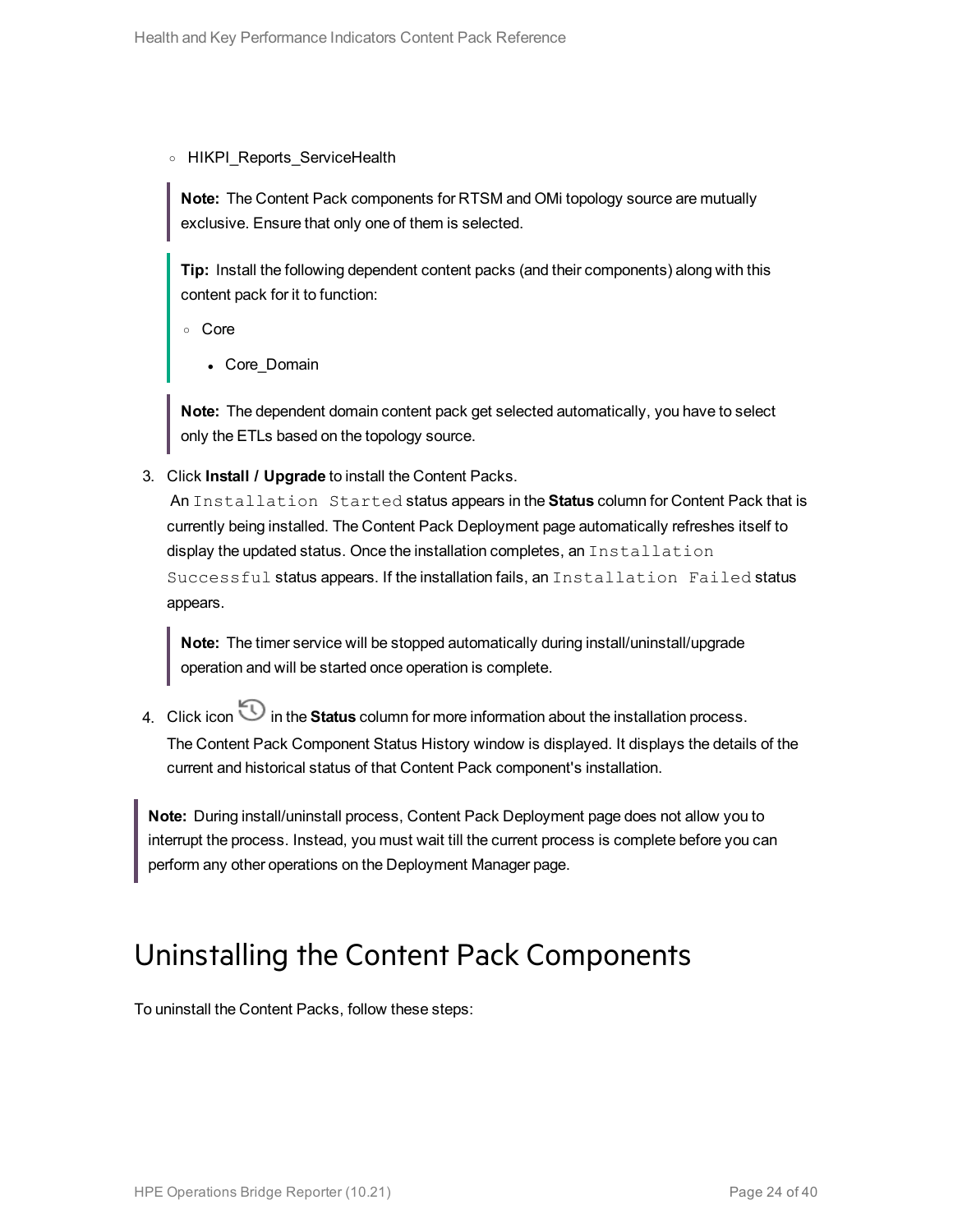- HIKPI_Reports_ServiceHealth

> **Note:** The Content Pack components for RTSM and OMi topology source are mutually exclusive. Ensure that only one of them is selected.

> **Tip:** Install the following dependent content packs (and their components) along with this content pack for it to function:
>
> - Core
>   - Core_Domain

> **Note:** The dependent domain content pack get selected automatically, you have to select only the ETLs based on the topology source.

3. Click **Install / Upgrade** to install the Content Packs.
   An `Installation Started` status appears in the **Status** column for Content Pack that is currently being installed. The Content Pack Deployment page automatically refreshes itself to display the updated status. Once the installation completes, an `Installation Successful` status appears. If the installation fails, an `Installation Failed` status appears.

   > **Note:** The timer service will be stopped automatically during install/uninstall/upgrade operation and will be started once operation is complete.

4. Click icon in the **Status** column for more information about the installation process.
   The Content Pack Component Status History window is displayed. It displays the details of the current and historical status of that Content Pack component's installation.

> **Note:** During install/uninstall process, Content Pack Deployment page does not allow you to interrupt the process. Instead, you must wait till the current process is complete before you can perform any other operations on the Deployment Manager page.

# Uninstalling the Content Pack Components

To uninstall the Content Packs, follow these steps: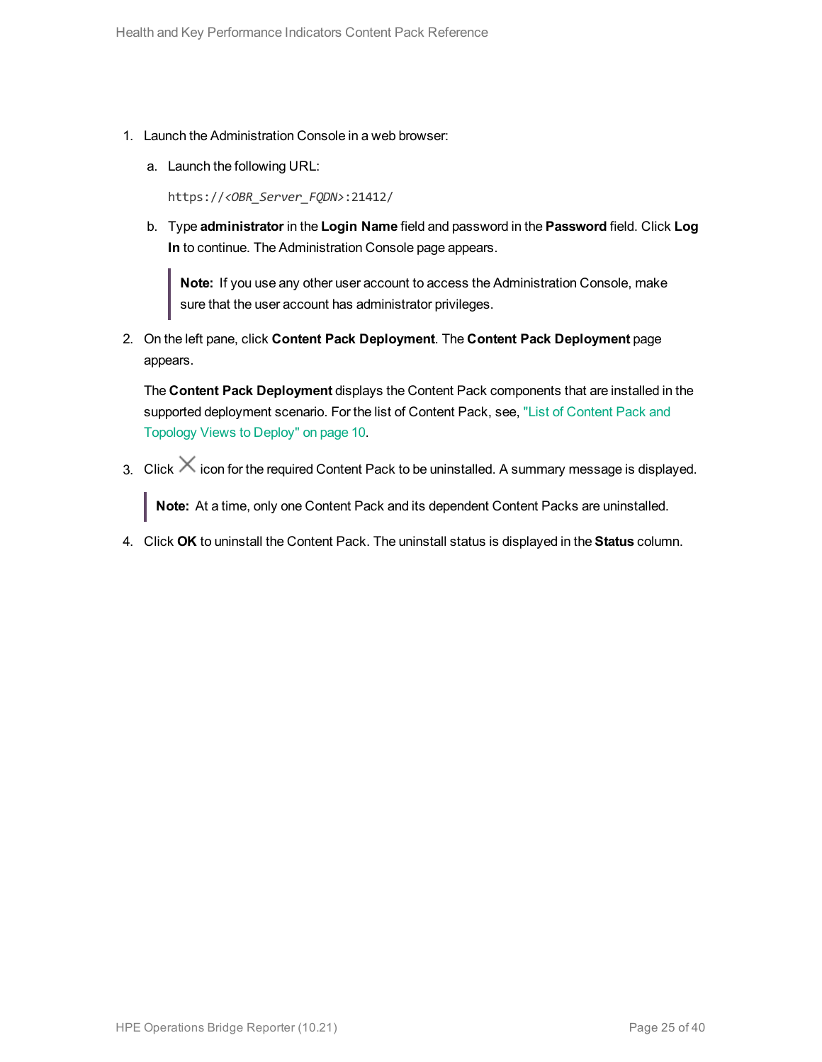1. Launch the Administration Console in a web browser:

    a. Launch the following URL:

    ```
    https://<OBR_Server_FQDN>:21412/
    ```

    b. Type **administrator** in the **Login Name** field and password in the **Password** field. Click **Log In** to continue. The Administration Console page appears.

    > **Note:** If you use any other user account to access the Administration Console, make sure that the user account has administrator privileges.

2. On the left pane, click **Content Pack Deployment**. The **Content Pack Deployment** page appears.

    The **Content Pack Deployment** displays the Content Pack components that are installed in the supported deployment scenario. For the list of Content Pack, see, "List of Content Pack and Topology Views to Deploy" on page 10.

3. Click ✕ icon for the required Content Pack to be uninstalled. A summary message is displayed.

    > **Note:** At a time, only one Content Pack and its dependent Content Packs are uninstalled.

4. Click **OK** to uninstall the Content Pack. The uninstall status is displayed in the **Status** column.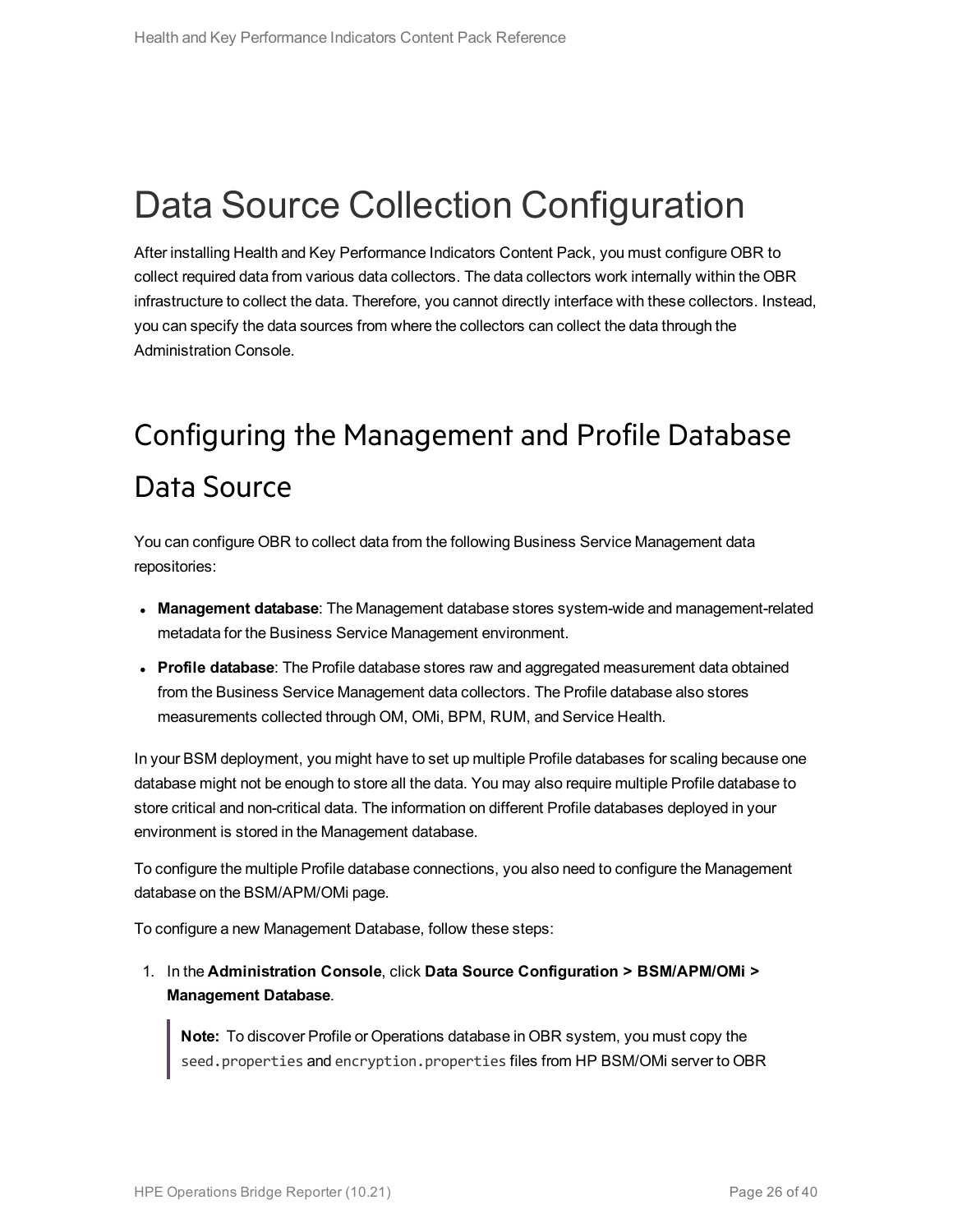# Data Source Collection Configuration

After installing Health and Key Performance Indicators Content Pack, you must configure OBR to collect required data from various data collectors. The data collectors work internally within the OBR infrastructure to collect the data. Therefore, you cannot directly interface with these collectors. Instead, you can specify the data sources from where the collectors can collect the data through the Administration Console.

## Configuring the Management and Profile Database Data Source

You can configure OBR to collect data from the following Business Service Management data repositories:

- **Management database**: The Management database stores system-wide and management-related metadata for the Business Service Management environment.
- **Profile database**: The Profile database stores raw and aggregated measurement data obtained from the Business Service Management data collectors. The Profile database also stores measurements collected through OM, OMi, BPM, RUM, and Service Health.

In your BSM deployment, you might have to set up multiple Profile databases for scaling because one database might not be enough to store all the data. You may also require multiple Profile database to store critical and non-critical data. The information on different Profile databases deployed in your environment is stored in the Management database.

To configure the multiple Profile database connections, you also need to configure the Management database on the BSM/APM/OMi page.

To configure a new Management Database, follow these steps:

1. In the **Administration Console**, click **Data Source Configuration > BSM/APM/OMi > Management Database**.

   > **Note:** To discover Profile or Operations database in OBR system, you must copy the `seed.properties` and `encryption.properties` files from HP BSM/OMi server to OBR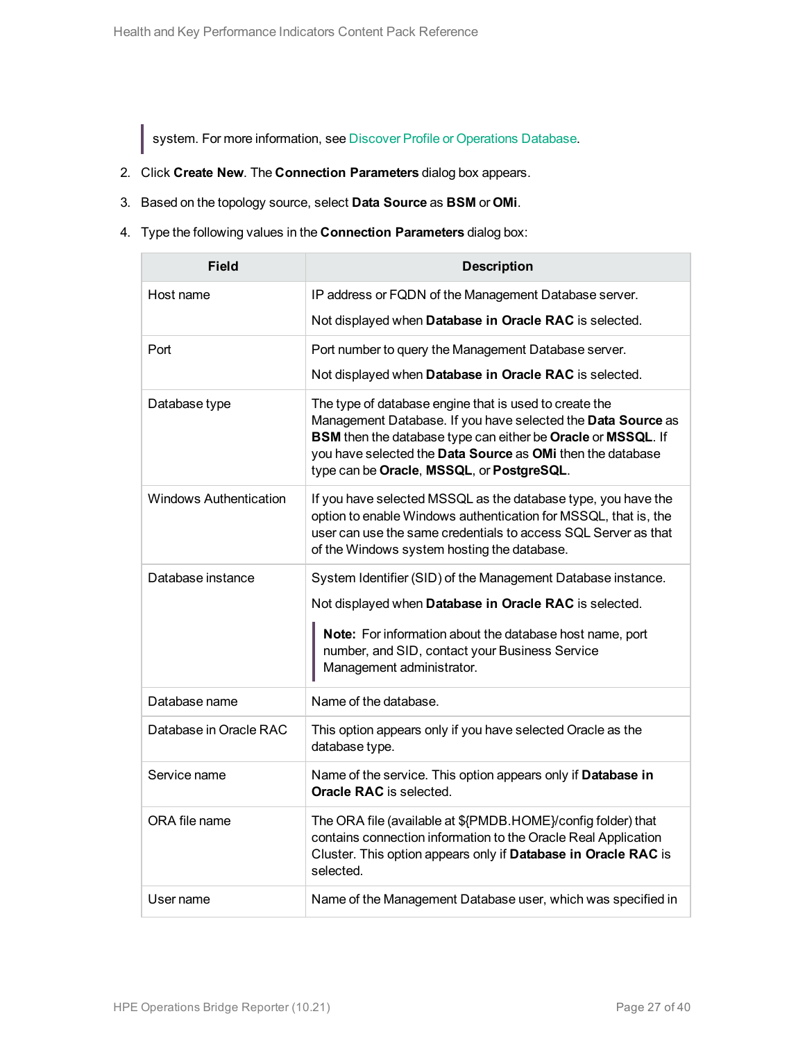> system. For more information, see Discover Profile or Operations Database.

2. Click **Create New**. The **Connection Parameters** dialog box appears.
3. Based on the topology source, select **Data Source** as **BSM** or **OMi**.
4. Type the following values in the **Connection Parameters** dialog box:

| Field | Description |
|---|---|
| Host name | IP address or FQDN of the Management Database server.<br><br>Not displayed when **Database in Oracle RAC** is selected. |
| Port | Port number to query the Management Database server.<br><br>Not displayed when **Database in Oracle RAC** is selected. |
| Database type | The type of database engine that is used to create the Management Database. If you have selected the **Data Source** as **BSM** then the database type can either be **Oracle** or **MSSQL**. If you have selected the **Data Source** as **OMi** then the database type can be **Oracle**, **MSSQL**, or **PostgreSQL**. |
| Windows Authentication | If you have selected MSSQL as the database type, you have the option to enable Windows authentication for MSSQL, that is, the user can use the same credentials to access SQL Server as that of the Windows system hosting the database. |
| Database instance | System Identifier (SID) of the Management Database instance.<br><br>Not displayed when **Database in Oracle RAC** is selected.<br><br>**Note:** For information about the database host name, port number, and SID, contact your Business Service Management administrator. |
| Database name | Name of the database. |
| Database in Oracle RAC | This option appears only if you have selected Oracle as the database type. |
| Service name | Name of the service. This option appears only if **Database in Oracle RAC** is selected. |
| ORA file name | The ORA file (available at ${PMDB.HOME}/config folder) that contains connection information to the Oracle Real Application Cluster. This option appears only if **Database in Oracle RAC** is selected. |
| User name | Name of the Management Database user, which was specified in |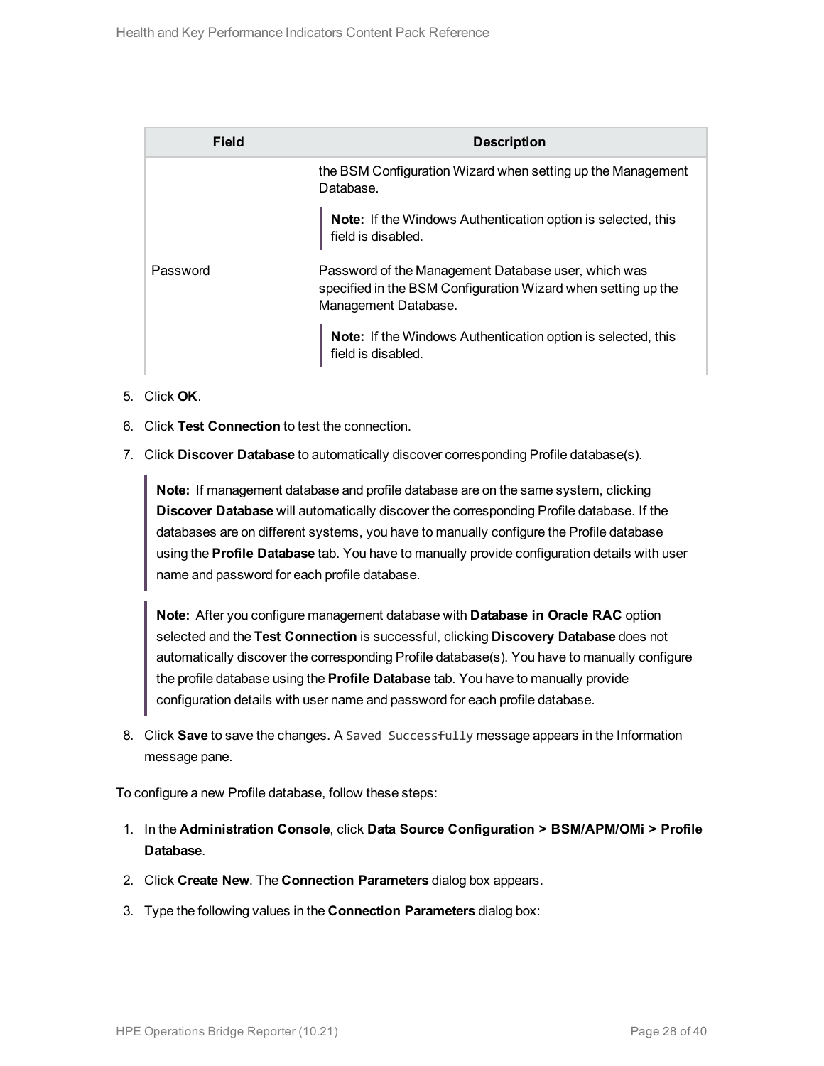| Field | Description |
| --- | --- |
| | the BSM Configuration Wizard when setting up the Management Database.<br><br>**Note:** If the Windows Authentication option is selected, this field is disabled. |
| Password | Password of the Management Database user, which was specified in the BSM Configuration Wizard when setting up the Management Database.<br><br>**Note:** If the Windows Authentication option is selected, this field is disabled. |

5. Click **OK**.
6. Click **Test Connection** to test the connection.
7. Click **Discover Database** to automatically discover corresponding Profile database(s).

   > **Note:** If management database and profile database are on the same system, clicking **Discover Database** will automatically discover the corresponding Profile database. If the databases are on different systems, you have to manually configure the Profile database using the **Profile Database** tab. You have to manually provide configuration details with user name and password for each profile database.

   > **Note:** After you configure management database with **Database in Oracle RAC** option selected and the **Test Connection** is successful, clicking **Discovery Database** does not automatically discover the corresponding Profile database(s). You have to manually configure the profile database using the **Profile Database** tab. You have to manually provide configuration details with user name and password for each profile database.

8. Click **Save** to save the changes. A `Saved Successfully` message appears in the Information message pane.

To configure a new Profile database, follow these steps:

1. In the **Administration Console**, click **Data Source Configuration > BSM/APM/OMi > Profile Database**.
2. Click **Create New**. The **Connection Parameters** dialog box appears.
3. Type the following values in the **Connection Parameters** dialog box: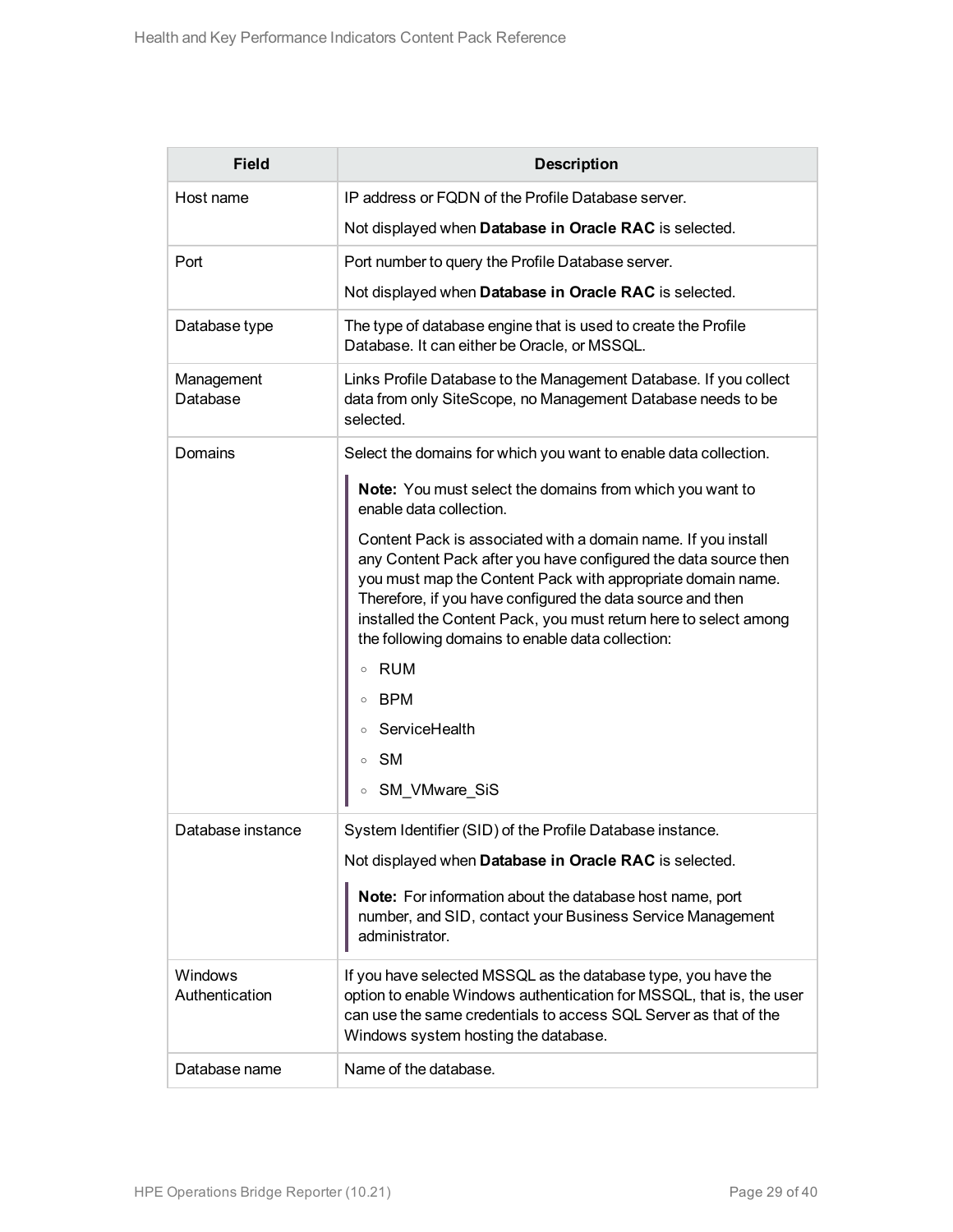| Field | Description |
| --- | --- |
| Host name | IP address or FQDN of the Profile Database server.<br><br>Not displayed when **Database in Oracle RAC** is selected. |
| Port | Port number to query the Profile Database server.<br><br>Not displayed when **Database in Oracle RAC** is selected. |
| Database type | The type of database engine that is used to create the Profile Database. It can either be Oracle, or MSSQL. |
| Management Database | Links Profile Database to the Management Database. If you collect data from only SiteScope, no Management Database needs to be selected. |
| Domains | Select the domains for which you want to enable data collection.<br><br>**Note:** You must select the domains from which you want to enable data collection.<br><br>Content Pack is associated with a domain name. If you install any Content Pack after you have configured the data source then you must map the Content Pack with appropriate domain name. Therefore, if you have configured the data source and then installed the Content Pack, you must return here to select among the following domains to enable data collection:<br><br>◦ RUM<br>◦ BPM<br>◦ ServiceHealth<br>◦ SM<br>◦ SM_VMware_SiS |
| Database instance | System Identifier (SID) of the Profile Database instance.<br><br>Not displayed when **Database in Oracle RAC** is selected.<br><br>**Note:** For information about the database host name, port number, and SID, contact your Business Service Management administrator. |
| Windows Authentication | If you have selected MSSQL as the database type, you have the option to enable Windows authentication for MSSQL, that is, the user can use the same credentials to access SQL Server as that of the Windows system hosting the database. |
| Database name | Name of the database. |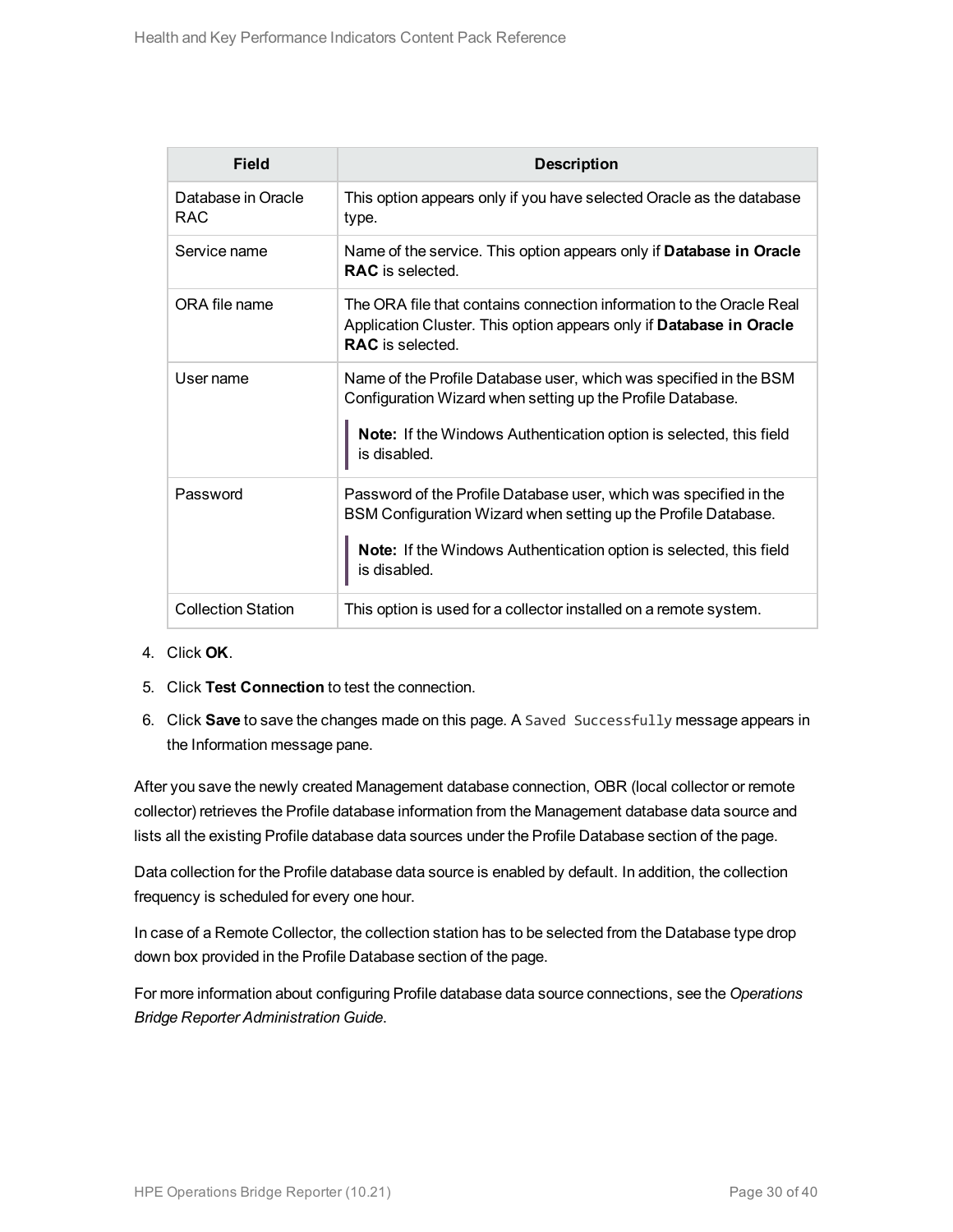| Field | Description |
|---|---|
| Database in Oracle RAC | This option appears only if you have selected Oracle as the database type. |
| Service name | Name of the service. This option appears only if **Database in Oracle RAC** is selected. |
| ORA file name | The ORA file that contains connection information to the Oracle Real Application Cluster. This option appears only if **Database in Oracle RAC** is selected. |
| User name | Name of the Profile Database user, which was specified in the BSM Configuration Wizard when setting up the Profile Database.<br><br>**Note:** If the Windows Authentication option is selected, this field is disabled. |
| Password | Password of the Profile Database user, which was specified in the BSM Configuration Wizard when setting up the Profile Database.<br><br>**Note:** If the Windows Authentication option is selected, this field is disabled. |
| Collection Station | This option is used for a collector installed on a remote system. |

4. Click **OK**.
5. Click **Test Connection** to test the connection.
6. Click **Save** to save the changes made on this page. A `Saved Successfully` message appears in the Information message pane.

After you save the newly created Management database connection, OBR (local collector or remote collector) retrieves the Profile database information from the Management database data source and lists all the existing Profile database data sources under the Profile Database section of the page.

Data collection for the Profile database data source is enabled by default. In addition, the collection frequency is scheduled for every one hour.

In case of a Remote Collector, the collection station has to be selected from the Database type drop down box provided in the Profile Database section of the page.

For more information about configuring Profile database data source connections, see the *Operations Bridge Reporter Administration Guide*.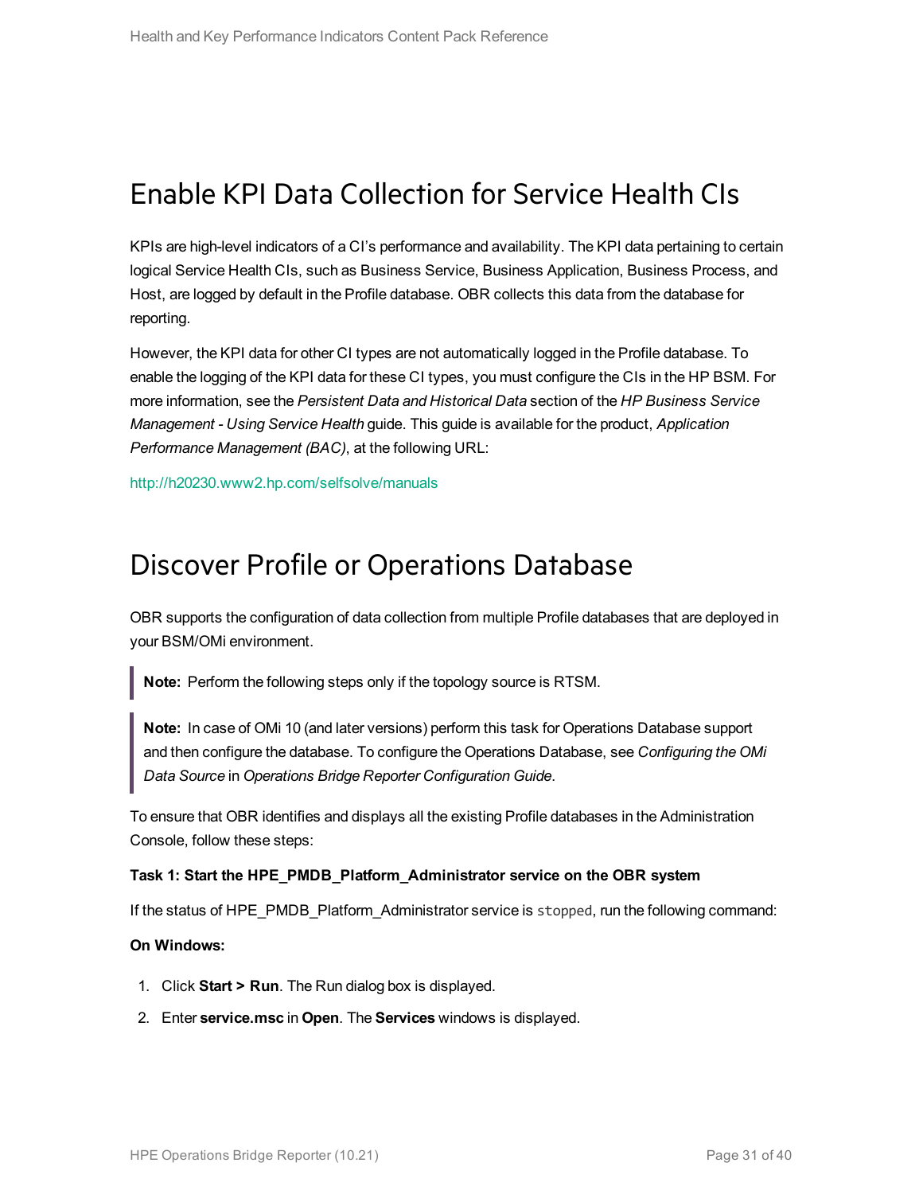# Enable KPI Data Collection for Service Health CIs

KPIs are high-level indicators of a CI's performance and availability. The KPI data pertaining to certain logical Service Health CIs, such as Business Service, Business Application, Business Process, and Host, are logged by default in the Profile database. OBR collects this data from the database for reporting.

However, the KPI data for other CI types are not automatically logged in the Profile database. To enable the logging of the KPI data for these CI types, you must configure the CIs in the HP BSM. For more information, see the *Persistent Data and Historical Data* section of the *HP Business Service Management - Using Service Health* guide. This guide is available for the product, *Application Performance Management (BAC)*, at the following URL:

http://h20230.www2.hp.com/selfsolve/manuals

# Discover Profile or Operations Database

OBR supports the configuration of data collection from multiple Profile databases that are deployed in your BSM/OMi environment.

> **Note:** Perform the following steps only if the topology source is RTSM.

> **Note:** In case of OMi 10 (and later versions) perform this task for Operations Database support and then configure the database. To configure the Operations Database, see *Configuring the OMi Data Source* in *Operations Bridge Reporter Configuration Guide*.

To ensure that OBR identifies and displays all the existing Profile databases in the Administration Console, follow these steps:

**Task 1: Start the HPE_PMDB_Platform_Administrator service on the OBR system**

If the status of HPE_PMDB_Platform_Administrator service is `stopped`, run the following command:

**On Windows:**

1. Click **Start > Run**. The Run dialog box is displayed.
2. Enter **service.msc** in **Open**. The **Services** windows is displayed.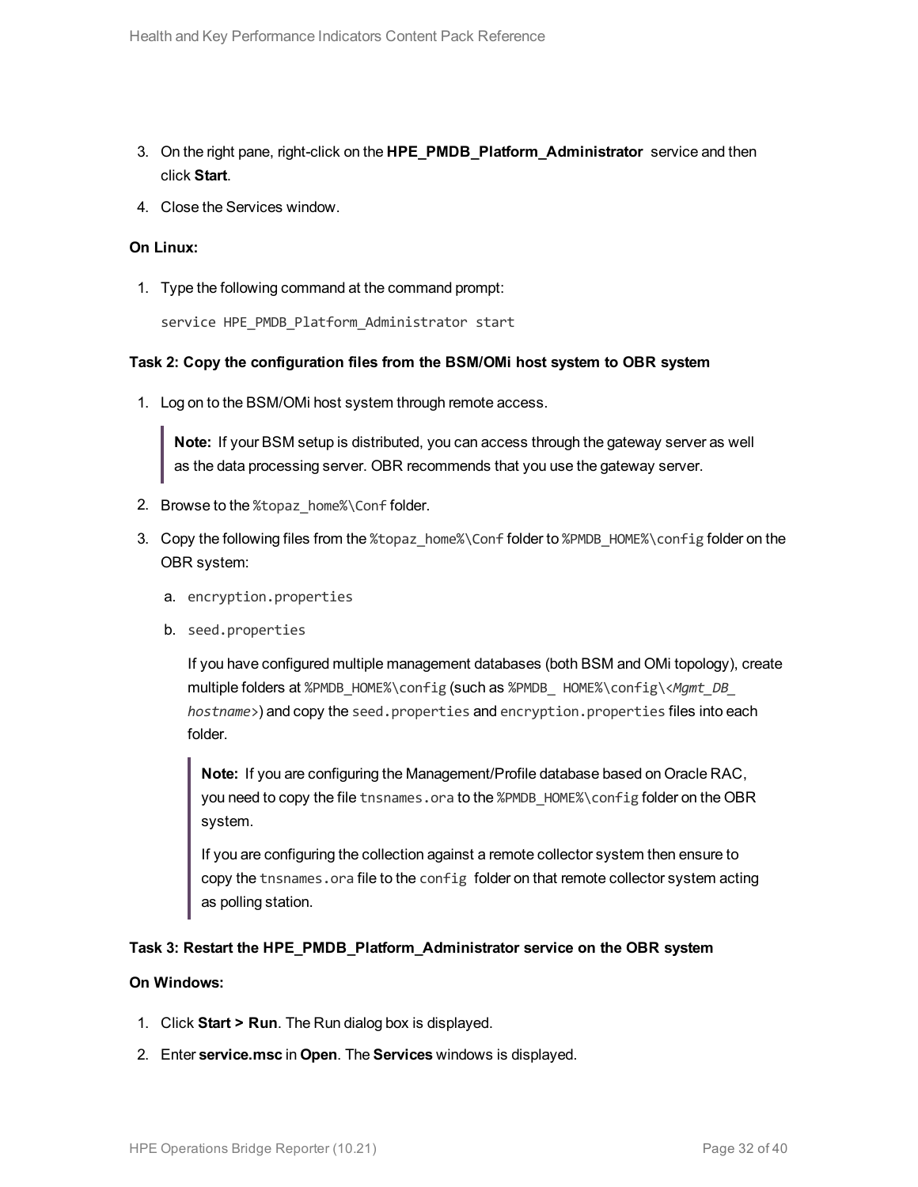3. On the right pane, right-click on the **HPE_PMDB_Platform_Administrator** service and then click **Start**.
4. Close the Services window.

**On Linux:**

1. Type the following command at the command prompt:

   ```
   service HPE_PMDB_Platform_Administrator start
   ```

**Task 2: Copy the configuration files from the BSM/OMi host system to OBR system**

1. Log on to the BSM/OMi host system through remote access.

   > **Note:** If your BSM setup is distributed, you can access through the gateway server as well as the data processing server. OBR recommends that you use the gateway server.

2. Browse to the `%topaz_home%\Conf` folder.
3. Copy the following files from the `%topaz_home%\Conf` folder to `%PMDB_HOME%\config` folder on the OBR system:
   a. `encryption.properties`
   b. `seed.properties`

   If you have configured multiple management databases (both BSM and OMi topology), create multiple folders at `%PMDB_HOME%\config` (such as `%PMDB_ HOME%\config\<Mgmt_DB_hostname>`) and copy the `seed.properties` and `encryption.properties` files into each folder.

   > **Note:** If you are configuring the Management/Profile database based on Oracle RAC, you need to copy the file `tnsnames.ora` to the `%PMDB_HOME%\config` folder on the OBR system.
   >
   > If you are configuring the collection against a remote collector system then ensure to copy the `tnsnames.ora` file to the `config` folder on that remote collector system acting as polling station.

**Task 3: Restart the HPE_PMDB_Platform_Administrator service on the OBR system**

**On Windows:**

1. Click **Start > Run**. The Run dialog box is displayed.
2. Enter **service.msc** in **Open**. The **Services** windows is displayed.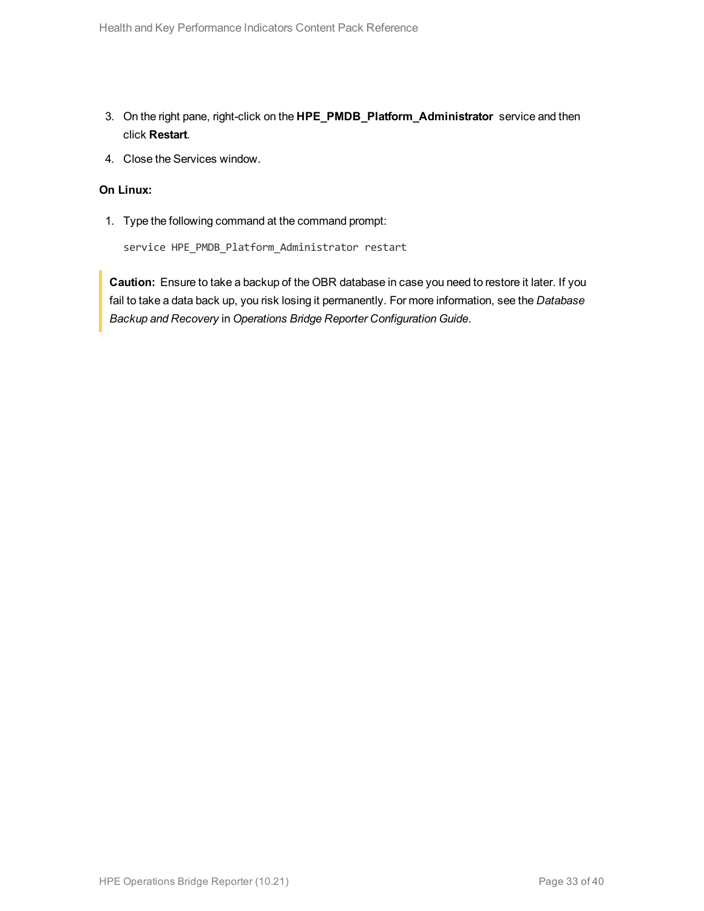3. On the right pane, right-click on the **HPE_PMDB_Platform_Administrator** service and then click **Restart**.
4. Close the Services window.

**On Linux:**

1. Type the following command at the command prompt:

   ```
   service HPE_PMDB_Platform_Administrator restart
   ```

> **Caution:** Ensure to take a backup of the OBR database in case you need to restore it later. If you fail to take a data back up, you risk losing it permanently. For more information, see the *Database Backup and Recovery* in *Operations Bridge Reporter Configuration Guide*.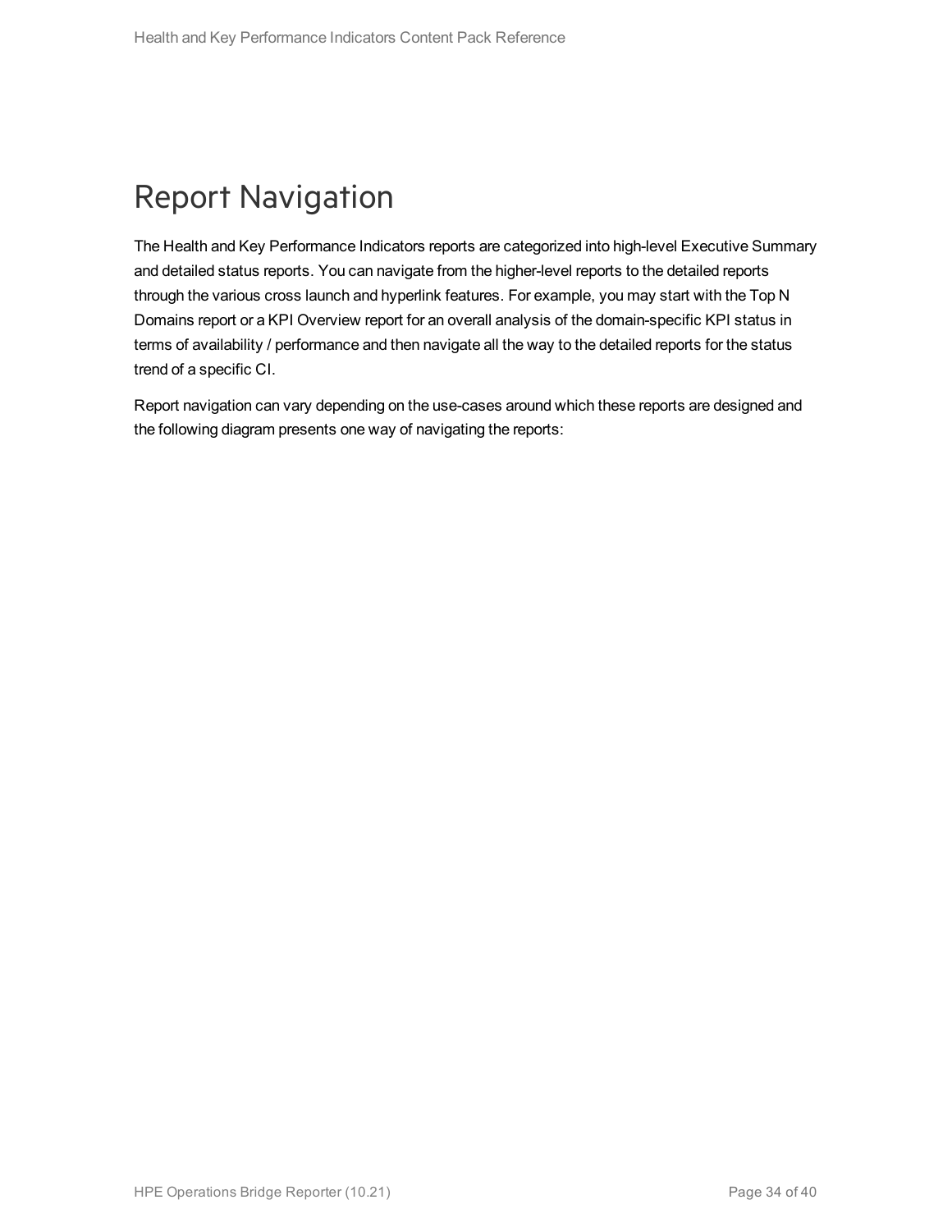# Report Navigation

The Health and Key Performance Indicators reports are categorized into high-level Executive Summary and detailed status reports. You can navigate from the higher-level reports to the detailed reports through the various cross launch and hyperlink features. For example, you may start with the Top N Domains report or a KPI Overview report for an overall analysis of the domain-specific KPI status in terms of availability / performance and then navigate all the way to the detailed reports for the status trend of a specific CI.

Report navigation can vary depending on the use-cases around which these reports are designed and the following diagram presents one way of navigating the reports: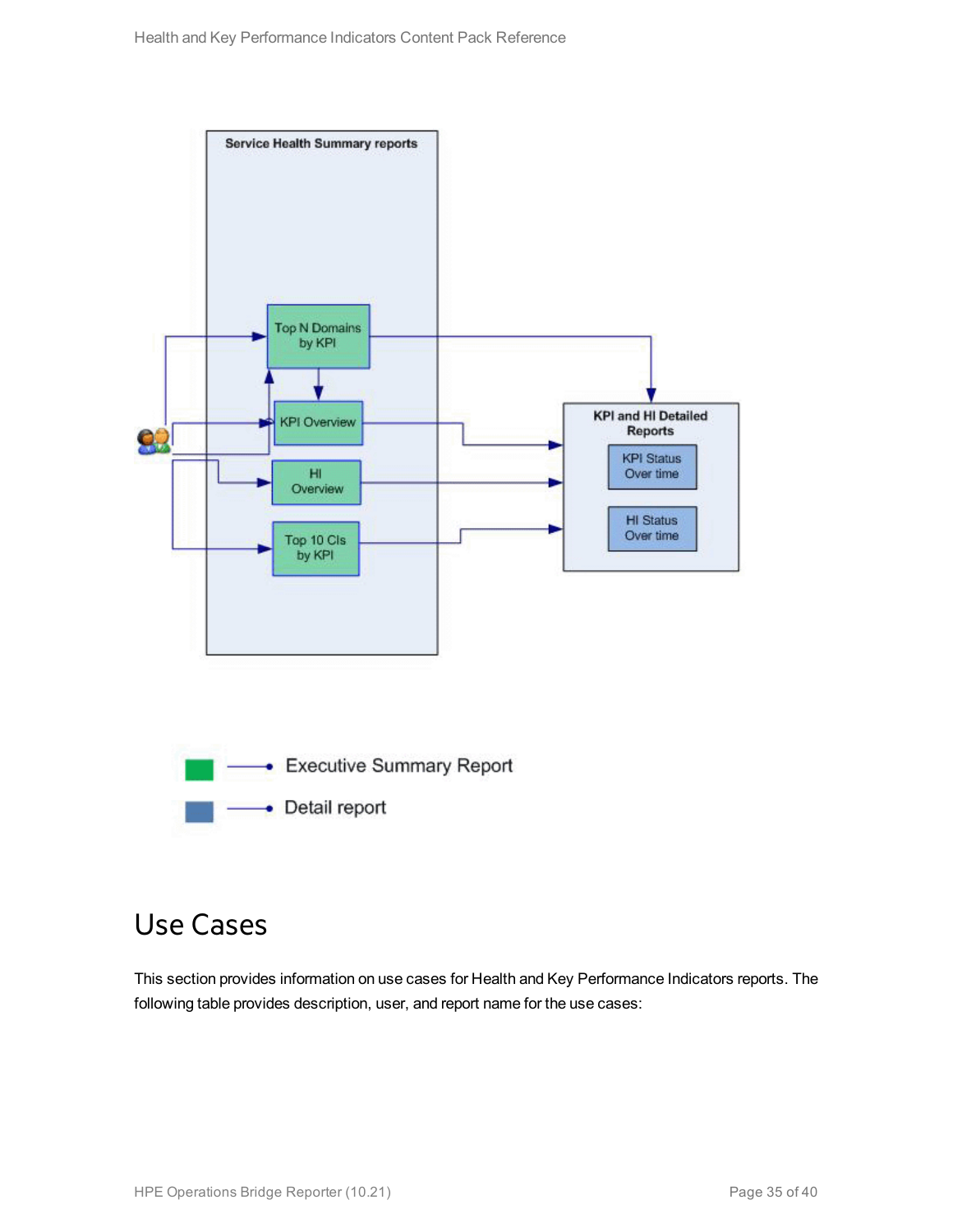Service Health Summary reports

Top N Domains by KPI

KPI Overview

HI Overview

Top 10 CIs by KPI

KPI and HI Detailed Reports

KPI Status Over time

HI Status Over time

Executive Summary Report

Detail report

## Use Cases

This section provides information on use cases for Health and Key Performance Indicators reports. The following table provides description, user, and report name for the use cases: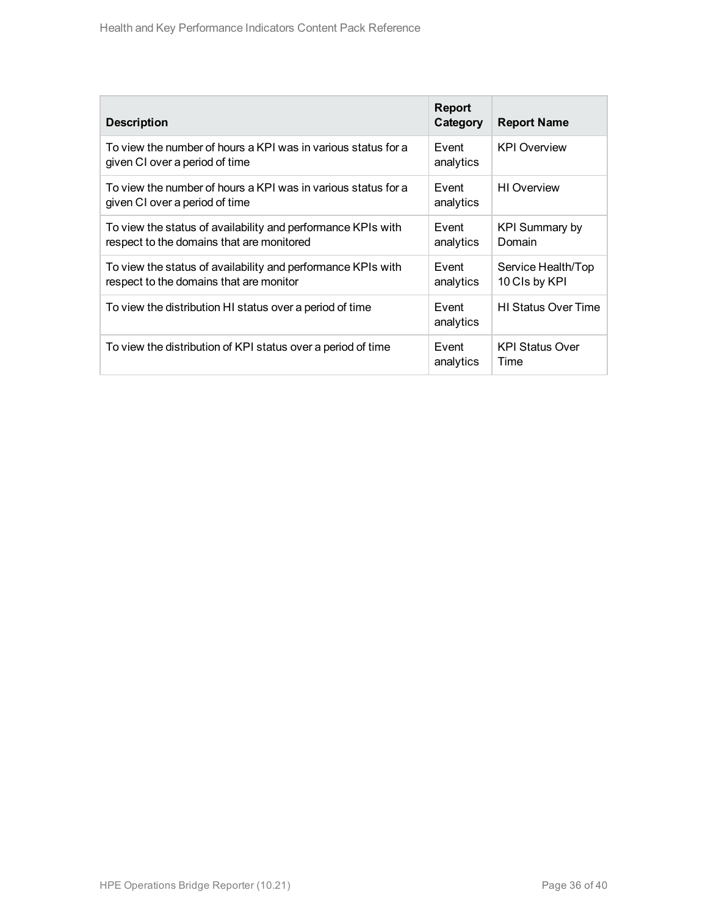| Description | Report Category | Report Name |
|---|---|---|
| To view the number of hours a KPI was in various status for a given CI over a period of time | Event analytics | KPI Overview |
| To view the number of hours a KPI was in various status for a given CI over a period of time | Event analytics | HI Overview |
| To view the status of availability and performance KPIs with respect to the domains that are monitored | Event analytics | KPI Summary by Domain |
| To view the status of availability and performance KPIs with respect to the domains that are monitor | Event analytics | Service Health/Top 10 CIs by KPI |
| To view the distribution HI status over a period of time | Event analytics | HI Status Over Time |
| To view the distribution of KPI status over a period of time | Event analytics | KPI Status Over Time |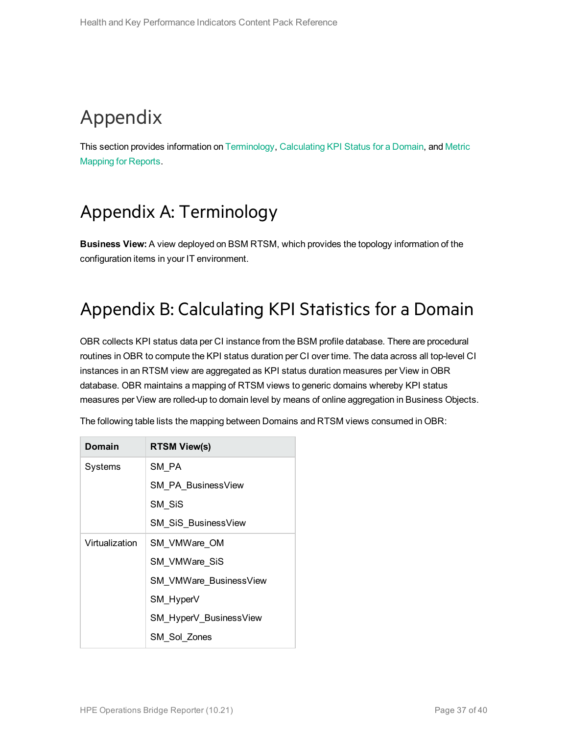# Appendix

This section provides information on Terminology, Calculating KPI Status for a Domain, and Metric Mapping for Reports.

## Appendix A: Terminology

**Business View:** A view deployed on BSM RTSM, which provides the topology information of the configuration items in your IT environment.

## Appendix B: Calculating KPI Statistics for a Domain

OBR collects KPI status data per CI instance from the BSM profile database. There are procedural routines in OBR to compute the KPI status duration per CI over time. The data across all top-level CI instances in an RTSM view are aggregated as KPI status duration measures per View in OBR database. OBR maintains a mapping of RTSM views to generic domains whereby KPI status measures per View are rolled-up to domain level by means of online aggregation in Business Objects.

The following table lists the mapping between Domains and RTSM views consumed in OBR:

| Domain | RTSM View(s) |
|---|---|
| Systems | SM_PA<br>SM_PA_BusinessView<br>SM_SiS<br>SM_SiS_BusinessView |
| Virtualization | SM_VMWare_OM<br>SM_VMWare_SiS<br>SM_VMWare_BusinessView<br>SM_HyperV<br>SM_HyperV_BusinessView<br>SM_Sol_Zones |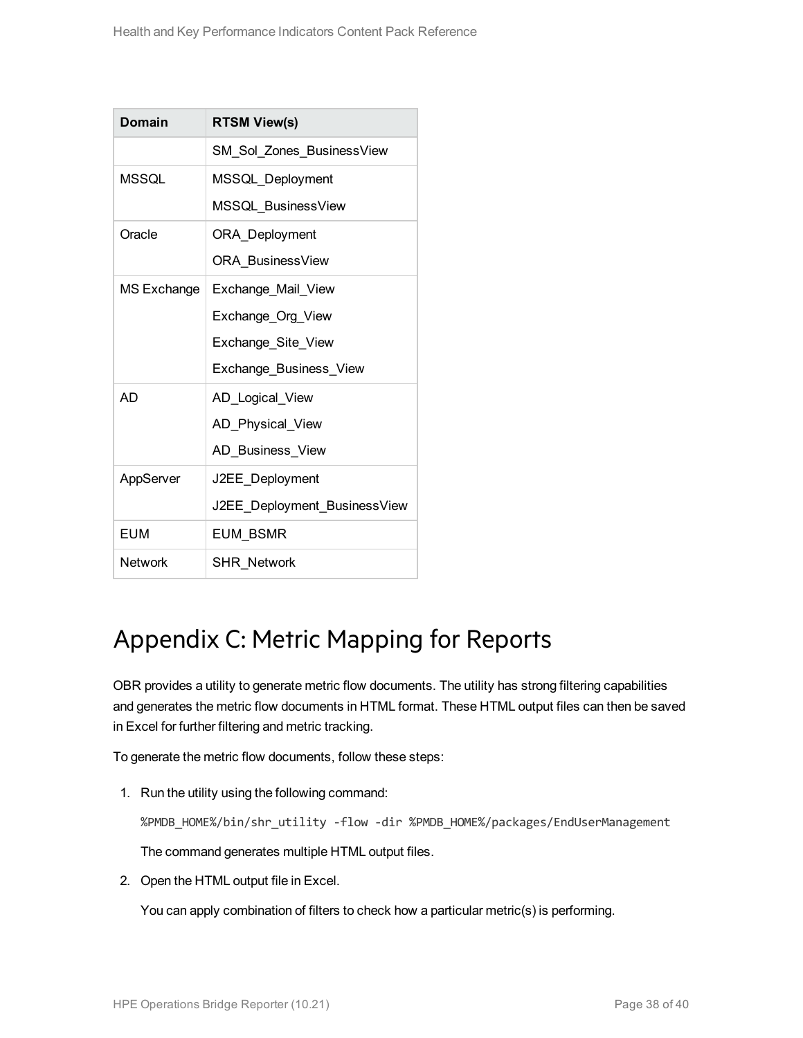| Domain | RTSM View(s) |
| --- | --- |
| | SM_Sol_Zones_BusinessView |
| MSSQL | MSSQL_Deployment<br>MSSQL_BusinessView |
| Oracle | ORA_Deployment<br>ORA_BusinessView |
| MS Exchange | Exchange_Mail_View<br>Exchange_Org_View<br>Exchange_Site_View<br>Exchange_Business_View |
| AD | AD_Logical_View<br>AD_Physical_View<br>AD_Business_View |
| AppServer | J2EE_Deployment<br>J2EE_Deployment_BusinessView |
| EUM | EUM_BSMR |
| Network | SHR_Network |

# Appendix C: Metric Mapping for Reports

OBR provides a utility to generate metric flow documents. The utility has strong filtering capabilities and generates the metric flow documents in HTML format. These HTML output files can then be saved in Excel for further filtering and metric tracking.

To generate the metric flow documents, follow these steps:

1. Run the utility using the following command:

   ```
   %PMDB_HOME%/bin/shr_utility -flow -dir %PMDB_HOME%/packages/EndUserManagement
   ```

   The command generates multiple HTML output files.

2. Open the HTML output file in Excel.

   You can apply combination of filters to check how a particular metric(s) is performing.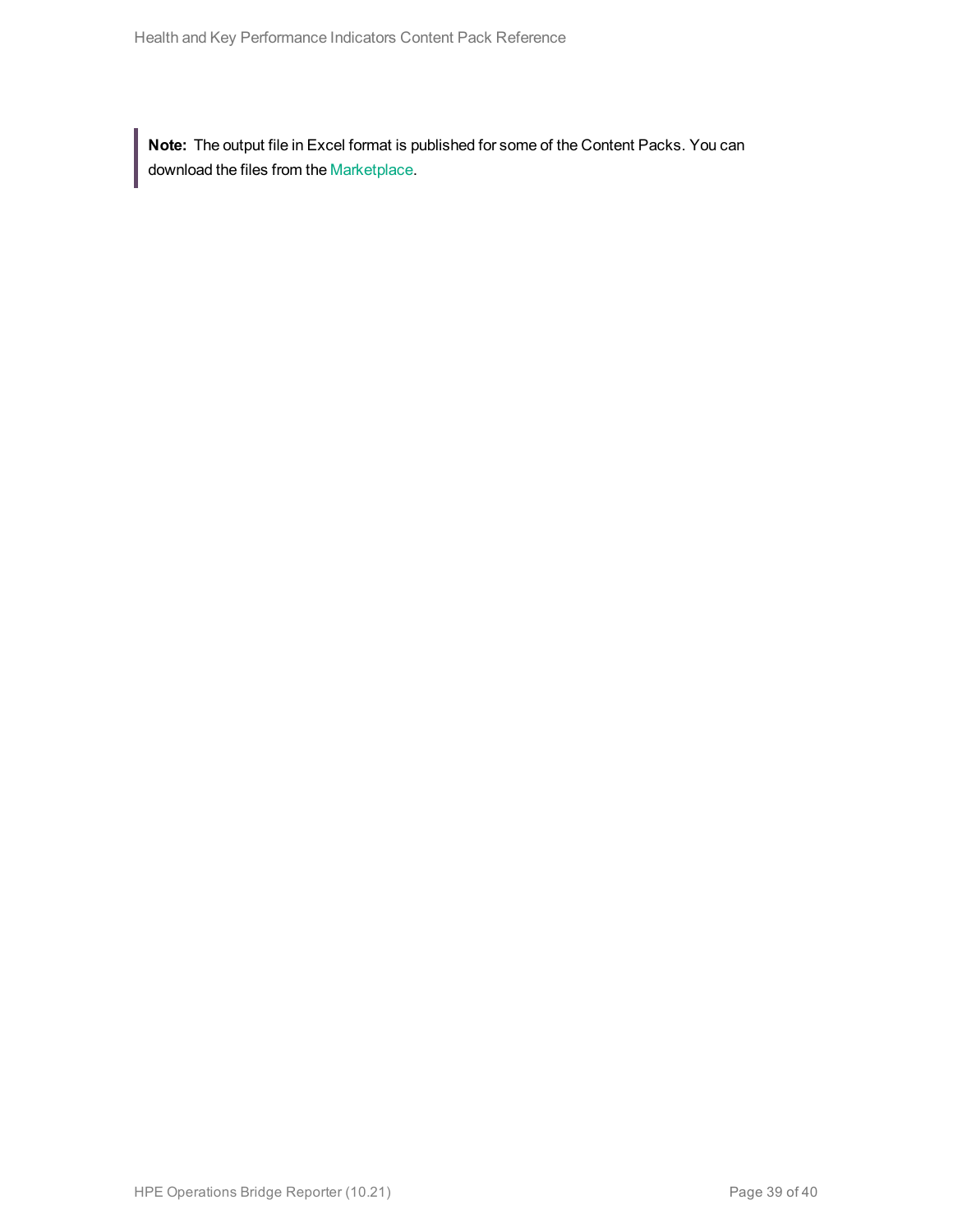> **Note:** The output file in Excel format is published for some of the Content Packs. You can download the files from the Marketplace.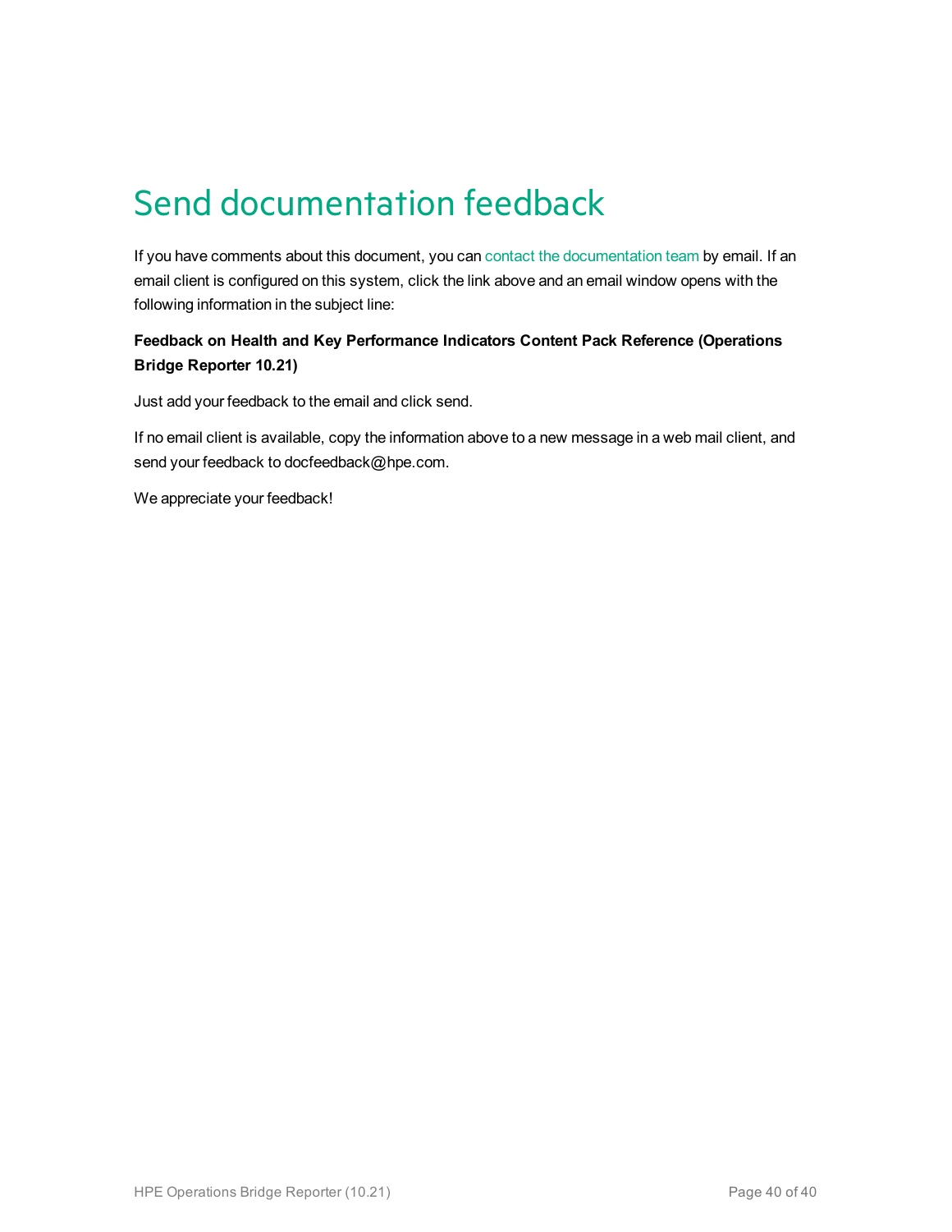# Send documentation feedback

If you have comments about this document, you can contact the documentation team by email. If an email client is configured on this system, click the link above and an email window opens with the following information in the subject line:

**Feedback on Health and Key Performance Indicators Content Pack Reference (Operations Bridge Reporter 10.21)**

Just add your feedback to the email and click send.

If no email client is available, copy the information above to a new message in a web mail client, and send your feedback to docfeedback@hpe.com.

We appreciate your feedback!